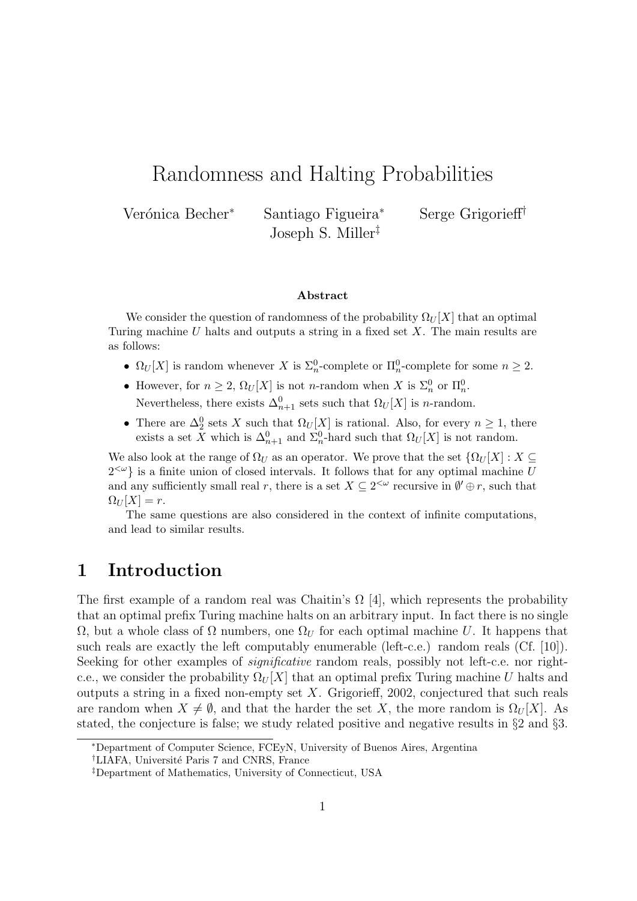# Randomness and Halting Probabilities

Verónica Becher[*] Santiago Figueira[*] Serge Grigorieff[†] Joseph S. Miller[‡]

### Abstract

We consider the question of randomness of the probability $\Omega_U[X]$ that an optimal Turing machine $U$ halts and outputs a string in a fixed set $X$. The main results are as follows:

- $\Omega_U[X]$ is random whenever $X$ is $\Sigma^0_n$-complete or $\Pi^0_n$-complete for some $n \geq 2$.
- However, for $n \geq 2$, $\Omega_U[X]$ is not $n$-random when $X$ is $\Sigma^0_n$ or $\Pi^0_n$. Nevertheless, there exists $\Delta^0_{n+1}$ sets such that $\Omega_U[X]$ is $n$-random.
- There are $\Delta^0_2$ sets $X$ such that $\Omega_U[X]$ is rational. Also, for every $n \geq 1$, there exists a set $X$ which is $\Delta^0_{n+1}$ and $\Sigma^0_n$-hard such that $\Omega_U[X]$ is not random.

We also look at the range of $\Omega_U$ as an operator. We prove that the set $\{\Omega_U[X] : X \subseteq 2^{<\omega}\}$ is a finite union of closed intervals. It follows that for any optimal machine $U$ and any sufficiently small real $r$, there is a set $X \subseteq 2^{<\omega}$ recursive in $\emptyset' \oplus r$, such that $\Omega_U[X] = r$.

The same questions are also considered in the context of infinite computations, and lead to similar results.

## 1 Introduction

The first example of a random real was Chaitin's $\Omega$ [4], which represents the probability that an optimal prefix Turing machine halts on an arbitrary input. In fact there is no single $\Omega$, but a whole class of $\Omega$ numbers, one $\Omega_U$ for each optimal machine $U$. It happens that such reals are exactly the left computably enumerable (left-c.e.) random reals (Cf. [10]). Seeking for other examples of *significative* random reals, possibly not left-c.e. nor right-c.e., we consider the probability $\Omega_U[X]$ that an optimal prefix Turing machine $U$ halts and outputs a string in a fixed non-empty set $X$. Grigorieff, 2002, conjectured that such reals are random when $X \neq \emptyset$, and that the harder the set $X$, the more random is $\Omega_U[X]$. As stated, the conjecture is false; we study related positive and negative results in §2 and §3.

---

[*]Department of Computer Science, FCEyN, University of Buenos Aires, Argentina

[†]LIAFA, Université Paris 7 and CNRS, France

[‡]Department of Mathematics, University of Connecticut, USA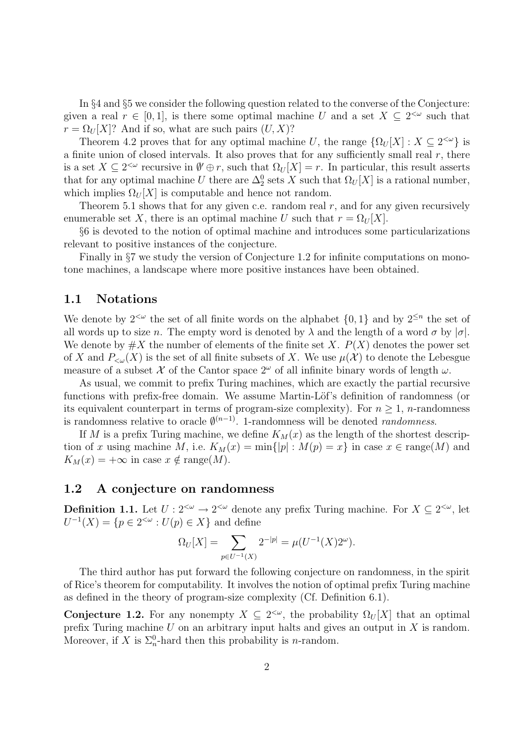In §4 and §5 we consider the following question related to the converse of the Conjecture: given a real $r \in [0,1]$, is there some optimal machine $U$ and a set $X \subseteq 2^{<\omega}$ such that $r = \Omega_U[X]$? And if so, what are such pairs $(U, X)$?

Theorem 4.2 proves that for any optimal machine $U$, the range $\{\Omega_U[X] : X \subseteq 2^{<\omega}\}$ is a finite union of closed intervals. It also proves that for any sufficiently small real $r$, there is a set $X \subseteq 2^{<\omega}$ recursive in $\emptyset' \oplus r$, such that $\Omega_U[X] = r$. In particular, this result asserts that for any optimal machine $U$ there are $\Delta^0_2$ sets $X$ such that $\Omega_U[X]$ is a rational number, which implies $\Omega_U[X]$ is computable and hence not random.

Theorem 5.1 shows that for any given c.e. random real $r$, and for any given recursively enumerable set $X$, there is an optimal machine $U$ such that $r = \Omega_U[X]$.

§6 is devoted to the notion of optimal machine and introduces some particularizations relevant to positive instances of the conjecture.

Finally in §7 we study the version of Conjecture 1.2 for infinite computations on monotone machines, a landscape where more positive instances have been obtained.

## 1.1 Notations

We denote by $2^{<\omega}$ the set of all finite words on the alphabet $\{0, 1\}$ and by $2^{\leq n}$ the set of all words up to size $n$. The empty word is denoted by $\lambda$ and the length of a word $\sigma$ by $|\sigma|$. We denote by $\#X$ the number of elements of the finite set $X$. $P(X)$ denotes the power set of $X$ and $P_{<\omega}(X)$ is the set of all finite subsets of $X$. We use $\mu(\mathcal{X})$ to denote the Lebesgue measure of a subset $\mathcal{X}$ of the Cantor space $2^\omega$ of all infinite binary words of length $\omega$.

As usual, we commit to prefix Turing machines, which are exactly the partial recursive functions with prefix-free domain. We assume Martin-Löf's definition of randomness (or its equivalent counterpart in terms of program-size complexity). For $n \geq 1$, $n$-randomness is randomness relative to oracle $\emptyset^{(n-1)}$. 1-randomness will be denoted *randomness*.

If $M$ is a prefix Turing machine, we define $K_M(x)$ as the length of the shortest description of $x$ using machine $M$, i.e. $K_M(x) = \min\{|p| : M(p) = x\}$ in case $x \in \text{range}(M)$ and $K_M(x) = +\infty$ in case $x \notin \text{range}(M)$.

## 1.2 A conjecture on randomness

**Definition 1.1.** Let $U : 2^{<\omega} \to 2^{<\omega}$ denote any prefix Turing machine. For $X \subseteq 2^{<\omega}$, let $U^{-1}(X) = \{p \in 2^{<\omega} : U(p) \in X\}$ and define

$$\Omega_U[X] = \sum_{p \in U^{-1}(X)} 2^{-|p|} = \mu(U^{-1}(X)2^\omega).$$

The third author has put forward the following conjecture on randomness, in the spirit of Rice's theorem for computability. It involves the notion of optimal prefix Turing machine as defined in the theory of program-size complexity (Cf. Definition 6.1).

**Conjecture 1.2.** For any nonempty $X \subseteq 2^{<\omega}$, the probability $\Omega_U[X]$ that an optimal prefix Turing machine $U$ on an arbitrary input halts and gives an output in $X$ is random. Moreover, if $X$ is $\Sigma^0_n$-hard then this probability is $n$-random.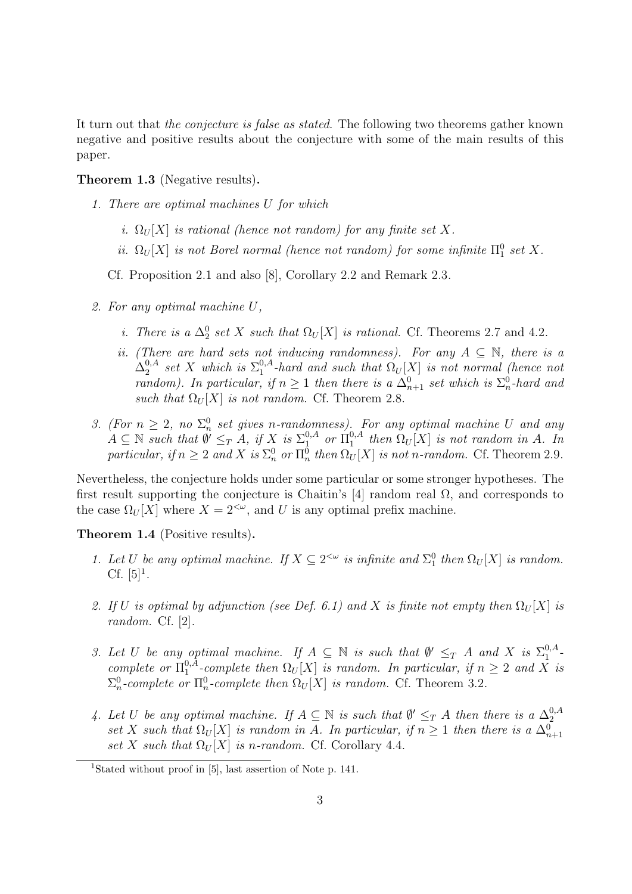It turn out that *the conjecture is false as stated*. The following two theorems gather known negative and positive results about the conjecture with some of the main results of this paper.

**Theorem 1.3** (Negative results)**.**

1. *There are optimal machines $U$ for which*

   *i. $\Omega_U[X]$ is rational (hence not random) for any finite set $X$.*

   *ii. $\Omega_U[X]$ is not Borel normal (hence not random) for some infinite $\Pi^0_1$ set $X$.*

   Cf. Proposition 2.1 and also [8], Corollary 2.2 and Remark 2.3.

2. *For any optimal machine $U$,*

   *i. There is a $\Delta^0_2$ set $X$ such that $\Omega_U[X]$ is rational.* Cf. Theorems 2.7 and 4.2.

   *ii. (There are hard sets not inducing randomness). For any $A \subseteq \mathbb{N}$, there is a $\Delta^{0,A}_2$ set $X$ which is $\Sigma^{0,A}_1$-hard and such that $\Omega_U[X]$ is not normal (hence not random). In particular, if $n \geq 1$ then there is a $\Delta^0_{n+1}$ set which is $\Sigma^0_n$-hard and such that $\Omega_U[X]$ is not random.* Cf. Theorem 2.8.

3. *(For $n \geq 2$, no $\Sigma^0_n$ set gives $n$-randomness). For any optimal machine $U$ and any $A \subseteq \mathbb{N}$ such that $\emptyset' \leq_T A$, if $X$ is $\Sigma^{0,A}_1$ or $\Pi^{0,A}_1$ then $\Omega_U[X]$ is not random in $A$. In particular, if $n \geq 2$ and $X$ is $\Sigma^0_n$ or $\Pi^0_n$ then $\Omega_U[X]$ is not $n$-random.* Cf. Theorem 2.9.

Nevertheless, the conjecture holds under some particular or some stronger hypotheses. The first result supporting the conjecture is Chaitin's [4] random real $\Omega$, and corresponds to the case $\Omega_U[X]$ where $X = 2^{<\omega}$, and $U$ is any optimal prefix machine.

**Theorem 1.4** (Positive results)**.**

1. *Let $U$ be any optimal machine. If $X \subseteq 2^{<\omega}$ is infinite and $\Sigma^0_1$ then $\Omega_U[X]$ is random.* Cf. [5][1].

2. *If $U$ is optimal by adjunction (see Def. 6.1) and $X$ is finite not empty then $\Omega_U[X]$ is random.* Cf. [2].

3. *Let $U$ be any optimal machine. If $A \subseteq \mathbb{N}$ is such that $\emptyset' \leq_T A$ and $X$ is $\Sigma^{0,A}_1$-complete or $\Pi^{0,A}_1$-complete then $\Omega_U[X]$ is random. In particular, if $n \geq 2$ and $X$ is $\Sigma^0_n$-complete or $\Pi^0_n$-complete then $\Omega_U[X]$ is random.* Cf. Theorem 3.2.

4. *Let $U$ be any optimal machine. If $A \subseteq \mathbb{N}$ is such that $\emptyset' \leq_T A$ then there is a $\Delta^{0,A}_2$ set $X$ such that $\Omega_U[X]$ is random in $A$. In particular, if $n \geq 1$ then there is a $\Delta^0_{n+1}$ set $X$ such that $\Omega_U[X]$ is $n$-random.* Cf. Corollary 4.4.

[1] Stated without proof in [5], last assertion of Note p. 141.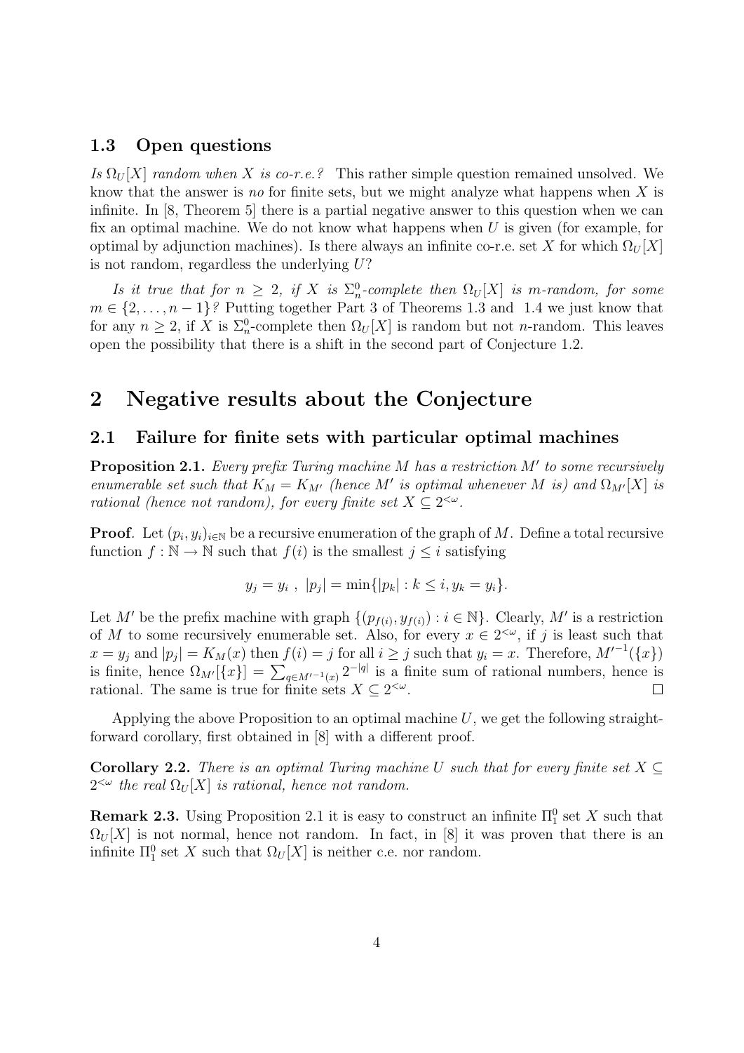### 1.3 Open questions

*Is $\Omega_U[X]$ random when $X$ is co-r.e.?* This rather simple question remained unsolved. We know that the answer is *no* for finite sets, but we might analyze what happens when $X$ is infinite. In [8, Theorem 5] there is a partial negative answer to this question when we can fix an optimal machine. We do not know what happens when $U$ is given (for example, for optimal by adjunction machines). Is there always an infinite co-r.e. set $X$ for which $\Omega_U[X]$ is not random, regardless the underlying $U$?

*Is it true that for $n \geq 2$, if $X$ is $\Sigma^0_n$-complete then $\Omega_U[X]$ is m-random, for some $m \in \{2, \ldots, n-1\}$?* Putting together Part 3 of Theorems 1.3 and 1.4 we just know that for any $n \geq 2$, if $X$ is $\Sigma^0_n$-complete then $\Omega_U[X]$ is random but not $n$-random. This leaves open the possibility that there is a shift in the second part of Conjecture 1.2.

## 2 Negative results about the Conjecture

### 2.1 Failure for finite sets with particular optimal machines

**Proposition 2.1.** *Every prefix Turing machine $M$ has a restriction $M'$ to some recursively enumerable set such that $K_M = K_{M'}$ (hence $M'$ is optimal whenever $M$ is) and $\Omega_{M'}[X]$ is rational (hence not random), for every finite set $X \subseteq 2^{<\omega}$.*

**Proof**. Let $(p_i, y_i)_{i \in \mathbb{N}}$ be a recursive enumeration of the graph of $M$. Define a total recursive function $f : \mathbb{N} \to \mathbb{N}$ such that $f(i)$ is the smallest $j \leq i$ satisfying

$$y_j = y_i \ , \ |p_j| = \min\{|p_k| : k \leq i, y_k = y_i\}.$$

Let $M'$ be the prefix machine with graph $\{(p_{f(i)}, y_{f(i)}) : i \in \mathbb{N}\}$. Clearly, $M'$ is a restriction of $M$ to some recursively enumerable set. Also, for every $x \in 2^{<\omega}$, if $j$ is least such that $x = y_j$ and $|p_j| = K_M(x)$ then $f(i) = j$ for all $i \geq j$ such that $y_i = x$. Therefore, ${M'}^{-1}(\{x\})$ is finite, hence $\Omega_{M'}[\{x\}] = \sum_{q \in {M'}^{-1}(x)} 2^{-|q|}$ is a finite sum of rational numbers, hence is rational. The same is true for finite sets $X \subseteq 2^{<\omega}$. $\square$

Applying the above Proposition to an optimal machine $U$, we get the following straightforward corollary, first obtained in [8] with a different proof.

**Corollary 2.2.** *There is an optimal Turing machine $U$ such that for every finite set $X \subseteq 2^{<\omega}$ the real $\Omega_U[X]$ is rational, hence not random.*

**Remark 2.3.** Using Proposition 2.1 it is easy to construct an infinite $\Pi^0_1$ set $X$ such that $\Omega_U[X]$ is not normal, hence not random. In fact, in [8] it was proven that there is an infinite $\Pi^0_1$ set $X$ such that $\Omega_U[X]$ is neither c.e. nor random.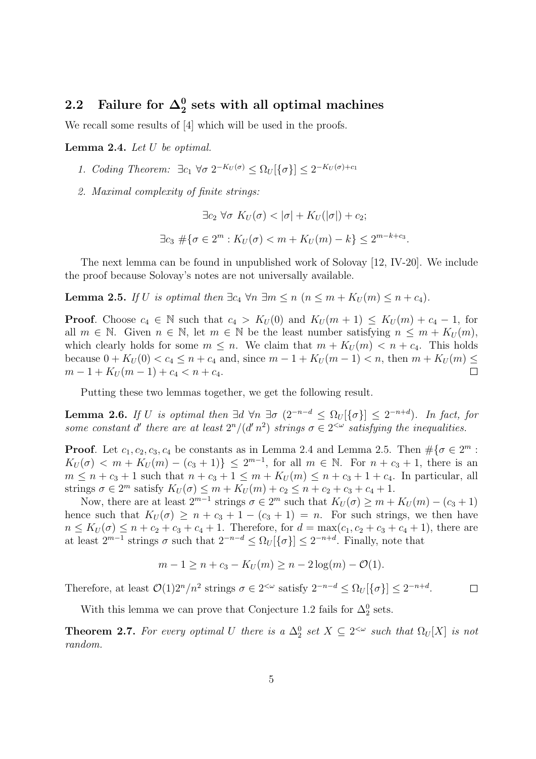## 2.2 Failure for $\mathbf{\Delta^0_2}$ sets with all optimal machines

We recall some results of [4] which will be used in the proofs.

**Lemma 2.4.** *Let $U$ be optimal.*

1. *Coding Theorem: $\exists c_1\ \forall\sigma\ 2^{-K_U(\sigma)} \leq \Omega_U[\{\sigma\}] \leq 2^{-K_U(\sigma)+c_1}$*
2. *Maximal complexity of finite strings:*

$$\exists c_2\ \forall\sigma\ K_U(\sigma) < |\sigma| + K_U(|\sigma|) + c_2;$$

$$\exists c_3\ \#\{\sigma \in 2^m : K_U(\sigma) < m + K_U(m) - k\} \leq 2^{m-k+c_3}.$$

The next lemma can be found in unpublished work of Solovay [12, IV-20]. We include the proof because Solovay's notes are not universally available.

**Lemma 2.5.** *If $U$ is optimal then $\exists c_4\ \forall n\ \exists m \leq n\ (n \leq m + K_U(m) \leq n + c_4)$.*

**Proof**. Choose $c_4 \in \mathbb{N}$ such that $c_4 > K_U(0)$ and $K_U(m+1) \leq K_U(m) + c_4 - 1$, for all $m \in \mathbb{N}$. Given $n \in \mathbb{N}$, let $m \in \mathbb{N}$ be the least number satisfying $n \leq m + K_U(m)$, which clearly holds for some $m \leq n$. We claim that $m + K_U(m) < n + c_4$. This holds because $0 + K_U(0) < c_4 \leq n + c_4$ and, since $m - 1 + K_U(m-1) < n$, then $m + K_U(m) \leq m - 1 + K_U(m-1) + c_4 < n + c_4$. $\square$

Putting these two lemmas together, we get the following result.

**Lemma 2.6.** *If $U$ is optimal then $\exists d\ \forall n\ \exists\sigma\ (2^{-n-d} \leq \Omega_U[\{\sigma\}] \leq 2^{-n+d})$. In fact, for some constant $d'$ there are at least $2^n/(d' n^2)$ strings $\sigma \in 2^{<\omega}$ satisfying the inequalities.*

**Proof**. Let $c_1, c_2, c_3, c_4$ be constants as in Lemma 2.4 and Lemma 2.5. Then $\#\{\sigma \in 2^m : K_U(\sigma) < m + K_U(m) - (c_3+1)\} \leq 2^{m-1}$, for all $m \in \mathbb{N}$. For $n + c_3 + 1$, there is an $m \leq n + c_3 + 1$ such that $n + c_3 + 1 \leq m + K_U(m) \leq n + c_3 + 1 + c_4$. In particular, all strings $\sigma \in 2^m$ satisfy $K_U(\sigma) \leq m + K_U(m) + c_2 \leq n + c_2 + c_3 + c_4 + 1$.

Now, there are at least $2^{m-1}$ strings $\sigma \in 2^m$ such that $K_U(\sigma) \geq m + K_U(m) - (c_3+1)$ hence such that $K_U(\sigma) \geq n + c_3 + 1 - (c_3+1) = n$. For such strings, we then have $n \leq K_U(\sigma) \leq n + c_2 + c_3 + c_4 + 1$. Therefore, for $d = \max(c_1, c_2 + c_3 + c_4 + 1)$, there are at least $2^{m-1}$ strings $\sigma$ such that $2^{-n-d} \leq \Omega_U[\{\sigma\}] \leq 2^{-n+d}$. Finally, note that

$$m - 1 \geq n + c_3 - K_U(m) \geq n - 2\log(m) - \mathcal{O}(1).$$

Therefore, at least $\mathcal{O}(1)2^n/n^2$ strings $\sigma \in 2^{<\omega}$ satisfy $2^{-n-d} \leq \Omega_U[\{\sigma\}] \leq 2^{-n+d}$. $\square$

With this lemma we can prove that Conjecture 1.2 fails for $\Delta^0_2$ sets.

**Theorem 2.7.** *For every optimal $U$ there is a $\Delta^0_2$ set $X \subseteq 2^{<\omega}$ such that $\Omega_U[X]$ is not random.*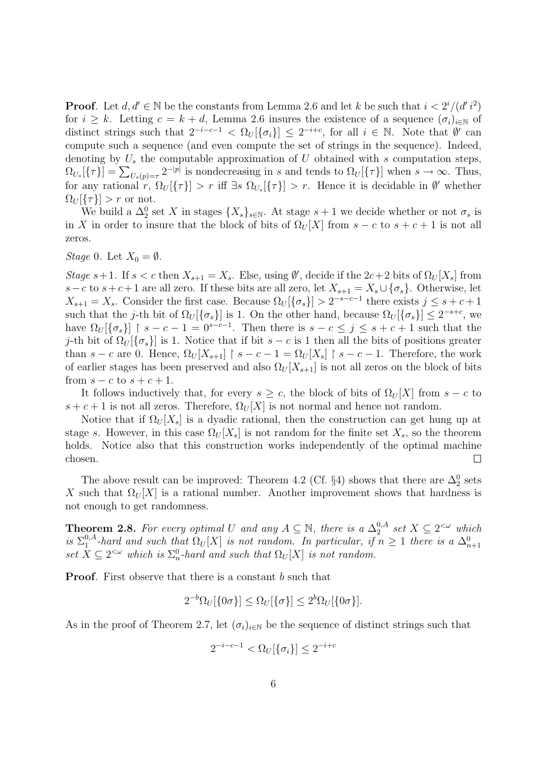**Proof**. Let $d, d' \in \mathbb{N}$ be the constants from Lemma 2.6 and let $k$ be such that $i < 2^i/(d' i^2)$ for $i \geq k$. Letting $c = k + d$, Lemma 2.6 insures the existence of a sequence $(\sigma_i)_{i\in\mathbb{N}}$ of distinct strings such that $2^{-i-c-1} < \Omega_U[\{\sigma_i\}] \leq 2^{-i+c}$, for all $i \in \mathbb{N}$. Note that $\emptyset'$ can compute such a sequence (and even compute the set of strings in the sequence). Indeed, denoting by $U_s$ the computable approximation of $U$ obtained with $s$ computation steps, $\Omega_{U_s}[\{\tau\}] = \sum_{U_s(p)=\tau} 2^{-|p|}$ is nondecreasing in $s$ and tends to $\Omega_U[\{\tau\}]$ when $s \to \infty$. Thus, for any rational $r$, $\Omega_U[\{\tau\}] > r$ iff $\exists s\ \Omega_{U_s}[\{\tau\}] > r$. Hence it is decidable in $\emptyset'$ whether $\Omega_U[\{\tau\}] > r$ or not.

We build a $\Delta^0_2$ set $X$ in stages $\{X_s\}_{s\in\mathbb{N}}$. At stage $s+1$ we decide whether or not $\sigma_s$ is in $X$ in order to insure that the block of bits of $\Omega_U[X]$ from $s-c$ to $s+c+1$ is not all zeros.

*Stage* 0. Let $X_0 = \emptyset$.

*Stage* $s+1$. If $s < c$ then $X_{s+1} = X_s$. Else, using $\emptyset'$, decide if the $2c+2$ bits of $\Omega_U[X_s]$ from $s-c$ to $s+c+1$ are all zero. If these bits are all zero, let $X_{s+1} = X_s \cup \{\sigma_s\}$. Otherwise, let $X_{s+1} = X_s$. Consider the first case. Because $\Omega_U[\{\sigma_s\}] > 2^{-s-c-1}$ there exists $j \leq s+c+1$ such that the $j$-th bit of $\Omega_U[\{\sigma_s\}]$ is 1. On the other hand, because $\Omega_U[\{\sigma_s\}] \leq 2^{-s+c}$, we have $\Omega_U[\{\sigma_s\}] \upharpoonright s-c-1 = 0^{s-c-1}$. Then there is $s-c \leq j \leq s+c+1$ such that the $j$-th bit of $\Omega_U[\{\sigma_s\}]$ is 1. Notice that if bit $s-c$ is 1 then all the bits of positions greater than $s-c$ are 0. Hence, $\Omega_U[X_{s+1}] \upharpoonright s-c-1 = \Omega_U[X_s] \upharpoonright s-c-1$. Therefore, the work of earlier stages has been preserved and also $\Omega_U[X_{s+1}]$ is not all zeros on the block of bits from $s-c$ to $s+c+1$.

It follows inductively that, for every $s \geq c$, the block of bits of $\Omega_U[X]$ from $s-c$ to $s+c+1$ is not all zeros. Therefore, $\Omega_U[X]$ is not normal and hence not random.

Notice that if $\Omega_U[X_s]$ is a dyadic rational, then the construction can get hung up at stage $s$. However, in this case $\Omega_U[X_s]$ is not random for the finite set $X_s$, so the theorem holds. Notice also that this construction works independently of the optimal machine chosen. $\square$

The above result can be improved: Theorem 4.2 (Cf. §4) shows that there are $\Delta^0_2$ sets $X$ such that $\Omega_U[X]$ is a rational number. Another improvement shows that hardness is not enough to get randomness.

**Theorem 2.8.** *For every optimal $U$ and any $A \subseteq \mathbb{N}$, there is a $\Delta^{0,A}_2$ set $X \subseteq 2^{<\omega}$ which is $\Sigma^{0,A}_1$-hard and such that $\Omega_U[X]$ is not random. In particular, if $n \geq 1$ there is a $\Delta^0_{n+1}$ set $X \subseteq 2^{<\omega}$ which is $\Sigma^0_n$-hard and such that $\Omega_U[X]$ is not random.*

**Proof**. First observe that there is a constant $b$ such that

$$2^{-b}\Omega_U[\{0\sigma\}] \leq \Omega_U[\{\sigma\}] \leq 2^b \Omega_U[\{0\sigma\}].$$

As in the proof of Theorem 2.7, let $(\sigma_i)_{i\in\mathbb{N}}$ be the sequence of distinct strings such that

$$2^{-i-c-1} < \Omega_U[\{\sigma_i\}] \leq 2^{-i+c}$$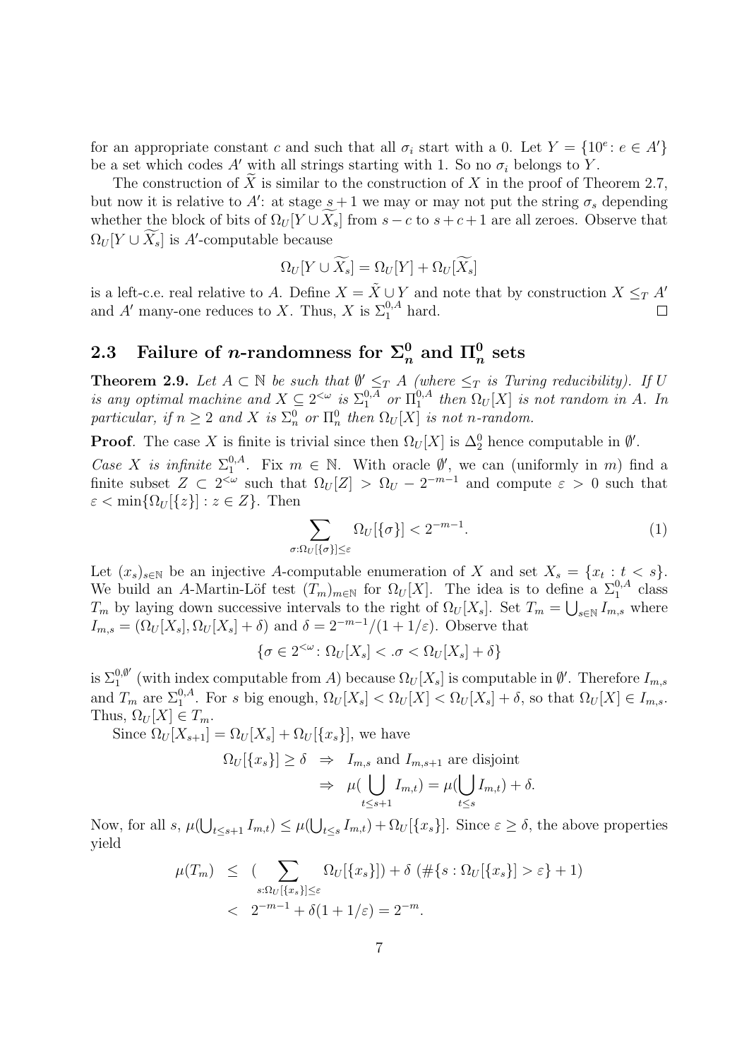for an appropriate constant $c$ and such that all $\sigma_i$ start with a 0. Let $Y = \{10^e : e \in A'\}$ be a set which codes $A'$ with all strings starting with 1. So no $\sigma_i$ belongs to $Y$.

The construction of $\widetilde{X}$ is similar to the construction of $X$ in the proof of Theorem 2.7, but now it is relative to $A'$: at stage $s+1$ we may or may not put the string $\sigma_s$ depending whether the block of bits of $\Omega_U[Y \cup \widetilde{X_s}]$ from $s-c$ to $s+c+1$ are all zeroes. Observe that $\Omega_U[Y \cup \widetilde{X_s}]$ is $A'$-computable because

$$\Omega_U[Y \cup \widetilde{X_s}] = \Omega_U[Y] + \Omega_U[\widetilde{X_s}]$$

is a left-c.e. real relative to $A$. Define $X = \tilde{X} \cup Y$ and note that by construction $X \leq_T A'$ and $A'$ many-one reduces to $X$. Thus, $X$ is $\Sigma^{0,A}_1$ hard. □

## 2.3 Failure of $n$-randomness for $\Sigma^0_n$ and $\Pi^0_n$ sets

**Theorem 2.9.** *Let $A \subset \mathbb{N}$ be such that $\emptyset' \leq_T A$ (where $\leq_T$ is Turing reducibility). If $U$ is any optimal machine and $X \subseteq 2^{<\omega}$ is $\Sigma^{0,A}_1$ or $\Pi^{0,A}_1$ then $\Omega_U[X]$ is not random in $A$. In particular, if $n \geq 2$ and $X$ is $\Sigma^0_n$ or $\Pi^0_n$ then $\Omega_U[X]$ is not $n$-random.*

**Proof**. The case $X$ is finite is trivial since then $\Omega_U[X]$ is $\Delta^0_2$ hence computable in $\emptyset'$.

*Case $X$ is infinite $\Sigma^{0,A}_1$*. Fix $m \in \mathbb{N}$. With oracle $\emptyset'$, we can (uniformly in $m$) find a finite subset $Z \subset 2^{<\omega}$ such that $\Omega_U[Z] > \Omega_U - 2^{-m-1}$ and compute $\varepsilon > 0$ such that $\varepsilon < \min\{\Omega_U[\{z\}] : z \in Z\}$. Then

$$\sum_{\sigma : \Omega_U[\{\sigma\}] \leq \varepsilon} \Omega_U[\{\sigma\}] < 2^{-m-1}. \tag{1}$$

Let $(x_s)_{s \in \mathbb{N}}$ be an injective $A$-computable enumeration of $X$ and set $X_s = \{x_t : t < s\}$. We build an $A$-Martin-Löf test $(T_m)_{m \in \mathbb{N}}$ for $\Omega_U[X]$. The idea is to define a $\Sigma^{0,A}_1$ class $T_m$ by laying down successive intervals to the right of $\Omega_U[X_s]$. Set $T_m = \bigcup_{s \in \mathbb{N}} I_{m,s}$ where $I_{m,s} = (\Omega_U[X_s], \Omega_U[X_s] + \delta)$ and $\delta = 2^{-m-1}/(1 + 1/\varepsilon)$. Observe that

$$\{\sigma \in 2^{<\omega} : \Omega_U[X_s] < .\sigma < \Omega_U[X_s] + \delta\}$$

is $\Sigma^{0,\emptyset'}_1$ (with index computable from $A$) because $\Omega_U[X_s]$ is computable in $\emptyset'$. Therefore $I_{m,s}$ and $T_m$ are $\Sigma^{0,A}_1$. For $s$ big enough, $\Omega_U[X_s] < \Omega_U[X] < \Omega_U[X_s] + \delta$, so that $\Omega_U[X] \in I_{m,s}$. Thus, $\Omega_U[X] \in T_m$.

Since $\Omega_U[X_{s+1}] = \Omega_U[X_s] + \Omega_U[\{x_s\}]$, we have

$$\begin{aligned} \Omega_U[\{x_s\}] \geq \delta \;&\Rightarrow\; I_{m,s} \text{ and } I_{m,s+1} \text{ are disjoint} \\ &\Rightarrow\; \mu\Big(\bigcup_{t \leq s+1} I_{m,t}\Big) = \mu\Big(\bigcup_{t \leq s} I_{m,t}\Big) + \delta. \end{aligned}$$

Now, for all $s$, $\mu(\bigcup_{t \leq s+1} I_{m,t}) \leq \mu(\bigcup_{t \leq s} I_{m,t}) + \Omega_U[\{x_s\}]$. Since $\varepsilon \geq \delta$, the above properties yield

$$\begin{aligned} \mu(T_m) &\leq \Big(\sum_{s : \Omega_U[\{x_s\}] \leq \varepsilon} \Omega_U[\{x_s\}]\Big) + \delta\ (\#\{s : \Omega_U[\{x_s\}] > \varepsilon\} + 1) \\ &< 2^{-m-1} + \delta(1 + 1/\varepsilon) = 2^{-m}. \end{aligned}$$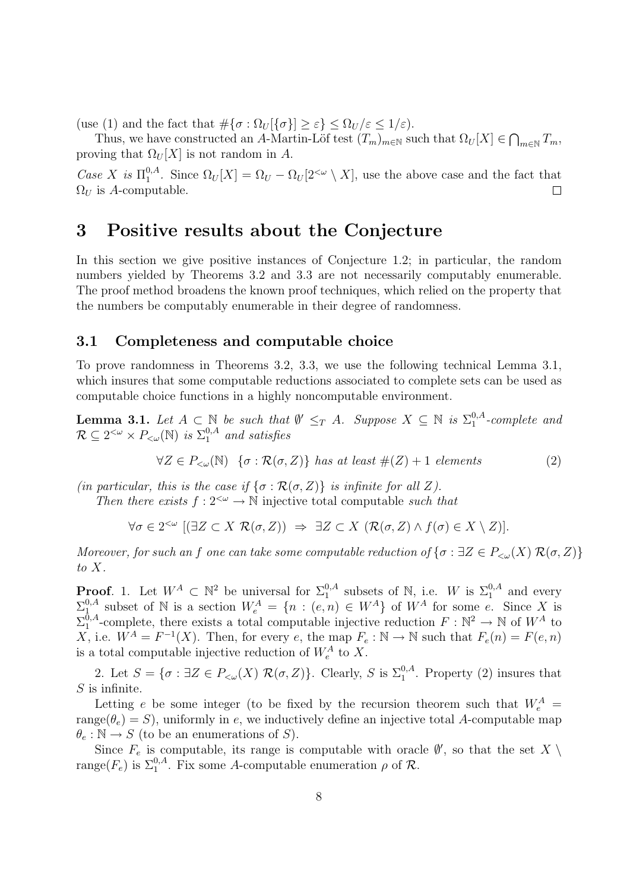(use (1) and the fact that $\#\{\sigma : \Omega_U[\{\sigma\}] \geq \varepsilon\} \leq \Omega_U/\varepsilon \leq 1/\varepsilon$).

Thus, we have constructed an $A$-Martin-Löf test $(T_m)_{m\in\mathbb{N}}$ such that $\Omega_U[X] \in \bigcap_{m\in\mathbb{N}} T_m$, proving that $\Omega_U[X]$ is not random in $A$.

*Case X is* $\Pi^{0,A}_1$. Since $\Omega_U[X] = \Omega_U - \Omega_U[2^{<\omega} \setminus X]$, use the above case and the fact that $\Omega_U$ is $A$-computable. □

# 3 Positive results about the Conjecture

In this section we give positive instances of Conjecture 1.2; in particular, the random numbers yielded by Theorems 3.2 and 3.3 are not necessarily computably enumerable. The proof method broadens the known proof techniques, which relied on the property that the numbers be computably enumerable in their degree of randomness.

## 3.1 Completeness and computable choice

To prove randomness in Theorems 3.2, 3.3, we use the following technical Lemma 3.1, which insures that some computable reductions associated to complete sets can be used as computable choice functions in a highly noncomputable environment.

**Lemma 3.1.** *Let $A \subset \mathbb{N}$ be such that $\emptyset' \leq_T A$. Suppose $X \subseteq \mathbb{N}$ is $\Sigma^{0,A}_1$-complete and $\mathcal{R} \subseteq 2^{<\omega} \times P_{<\omega}(\mathbb{N})$ is $\Sigma^{0,A}_1$ and satisfies*

$$\forall Z \in P_{<\omega}(\mathbb{N}) \ \ \{\sigma : \mathcal{R}(\sigma, Z)\} \text{ has at least } \#(Z) + 1 \text{ elements} \tag{2}$$

*(in particular, this is the case if $\{\sigma : \mathcal{R}(\sigma, Z)\}$ is infinite for all $Z$).*

*Then there exists $f : 2^{<\omega} \to \mathbb{N}$* injective total computable *such that*

$$\forall \sigma \in 2^{<\omega} \ [(\exists Z \subset X \ \mathcal{R}(\sigma, Z)) \ \Rightarrow \ \exists Z \subset X \ (\mathcal{R}(\sigma, Z) \wedge f(\sigma) \in X \setminus Z)].$$

*Moreover, for such an $f$ one can take some computable reduction of $\{\sigma : \exists Z \in P_{<\omega}(X)\ \mathcal{R}(\sigma, Z)\}$ to $X$.*

**Proof**. 1. Let $W^A \subset \mathbb{N}^2$ be universal for $\Sigma^{0,A}_1$ subsets of $\mathbb{N}$, i.e. $W$ is $\Sigma^{0,A}_1$ and every $\Sigma^{0,A}_1$ subset of $\mathbb{N}$ is a section $W^A_e = \{n : (e, n) \in W^A\}$ of $W^A$ for some $e$. Since $X$ is $\Sigma^{0,A}_1$-complete, there exists a total computable injective reduction $F : \mathbb{N}^2 \to \mathbb{N}$ of $W^A$ to $X$, i.e. $W^A = F^{-1}(X)$. Then, for every $e$, the map $F_e : \mathbb{N} \to \mathbb{N}$ such that $F_e(n) = F(e, n)$ is a total computable injective reduction of $W^A_e$ to $X$.

2. Let $S = \{\sigma : \exists Z \in P_{<\omega}(X)\ \mathcal{R}(\sigma, Z)\}$. Clearly, $S$ is $\Sigma^{0,A}_1$. Property (2) insures that $S$ is infinite.

Letting $e$ be some integer (to be fixed by the recursion theorem such that $W^A_e = \text{range}(\theta_e) = S$), uniformly in $e$, we inductively define an injective total $A$-computable map $\theta_e : \mathbb{N} \to S$ (to be an enumerations of $S$).

Since $F_e$ is computable, its range is computable with oracle $\emptyset'$, so that the set $X \setminus \text{range}(F_e)$ is $\Sigma^{0,A}_1$. Fix some $A$-computable enumeration $\rho$ of $\mathcal{R}$.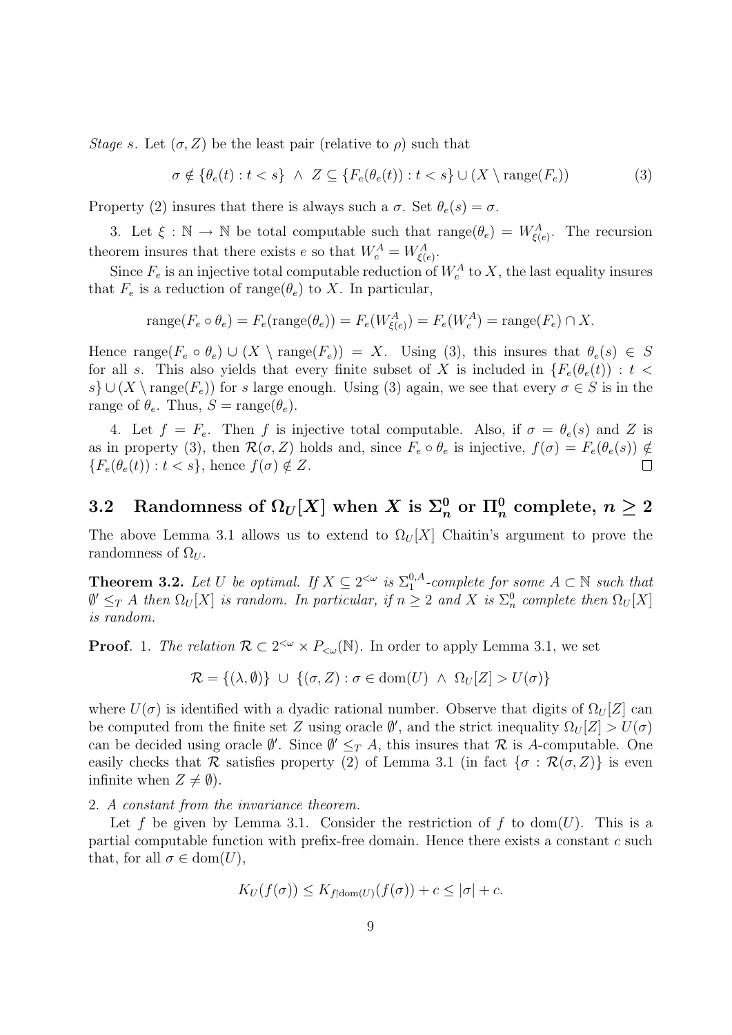*Stage* $s$. Let $(\sigma, Z)$ be the least pair (relative to $\rho$) such that

$$\sigma \notin \{\theta_e(t) : t < s\} \ \wedge\ Z \subseteq \{F_e(\theta_e(t)) : t < s\} \cup (X \setminus \mathrm{range}(F_e)) \tag{3}$$

Property (2) insures that there is always such a $\sigma$. Set $\theta_e(s) = \sigma$.

3. Let $\xi : \mathbb{N} \to \mathbb{N}$ be total computable such that $\mathrm{range}(\theta_e) = W^A_{\xi(e)}$. The recursion theorem insures that there exists $e$ so that $W^A_e = W^A_{\xi(e)}$.

Since $F_e$ is an injective total computable reduction of $W^A_e$ to $X$, the last equality insures that $F_e$ is a reduction of $\mathrm{range}(\theta_e)$ to $X$. In particular,

$$\mathrm{range}(F_e \circ \theta_e) = F_e(\mathrm{range}(\theta_e)) = F_e(W^A_{\xi(e)}) = F_e(W^A_e) = \mathrm{range}(F_e) \cap X.$$

Hence $\mathrm{range}(F_e \circ \theta_e) \cup (X \setminus \mathrm{range}(F_e)) = X$. Using (3), this insures that $\theta_e(s) \in S$ for all $s$. This also yields that every finite subset of $X$ is included in $\{F_e(\theta_e(t)) : t < s\} \cup (X \setminus \mathrm{range}(F_e))$ for $s$ large enough. Using (3) again, we see that every $\sigma \in S$ is in the range of $\theta_e$. Thus, $S = \mathrm{range}(\theta_e)$.

4. Let $f = F_e$. Then $f$ is injective total computable. Also, if $\sigma = \theta_e(s)$ and $Z$ is as in property (3), then $\mathcal{R}(\sigma, Z)$ holds and, since $F_e \circ \theta_e$ is injective, $f(\sigma) = F_e(\theta_e(s)) \notin \{F_e(\theta_e(t)) : t < s\}$, hence $f(\sigma) \notin Z$. □

## 3.2 Randomness of $\Omega_U[X]$ when $X$ is $\Sigma^0_n$ or $\Pi^0_n$ complete, $n \geq 2$

The above Lemma 3.1 allows us to extend to $\Omega_U[X]$ Chaitin's argument to prove the randomness of $\Omega_U$.

**Theorem 3.2.** *Let $U$ be optimal. If $X \subseteq 2^{<\omega}$ is $\Sigma^{0,A}_1$-complete for some $A \subset \mathbb{N}$ such that $\emptyset' \leq_T A$ then $\Omega_U[X]$ is random. In particular, if $n \geq 2$ and $X$ is $\Sigma^0_n$ complete then $\Omega_U[X]$ is random.*

**Proof**. 1. *The relation $\mathcal{R} \subset 2^{<\omega} \times P_{<\omega}(\mathbb{N})$.* In order to apply Lemma 3.1, we set

$$\mathcal{R} = \{(\lambda, \emptyset)\} \ \cup\ \{(\sigma, Z) : \sigma \in \mathrm{dom}(U) \ \wedge\ \Omega_U[Z] > U(\sigma)\}$$

where $U(\sigma)$ is identified with a dyadic rational number. Observe that digits of $\Omega_U[Z]$ can be computed from the finite set $Z$ using oracle $\emptyset'$, and the strict inequality $\Omega_U[Z] > U(\sigma)$ can be decided using oracle $\emptyset'$. Since $\emptyset' \leq_T A$, this insures that $\mathcal{R}$ is $A$-computable. One easily checks that $\mathcal{R}$ satisfies property (2) of Lemma 3.1 (in fact $\{\sigma : \mathcal{R}(\sigma, Z)\}$ is even infinite when $Z \neq \emptyset$).

2. *A constant from the invariance theorem.*

Let $f$ be given by Lemma 3.1. Consider the restriction of $f$ to $\mathrm{dom}(U)$. This is a partial computable function with prefix-free domain. Hence there exists a constant $c$ such that, for all $\sigma \in \mathrm{dom}(U)$,

$$K_U(f(\sigma)) \leq K_{f \restriction \mathrm{dom}(U)}(f(\sigma)) + c \leq |\sigma| + c.$$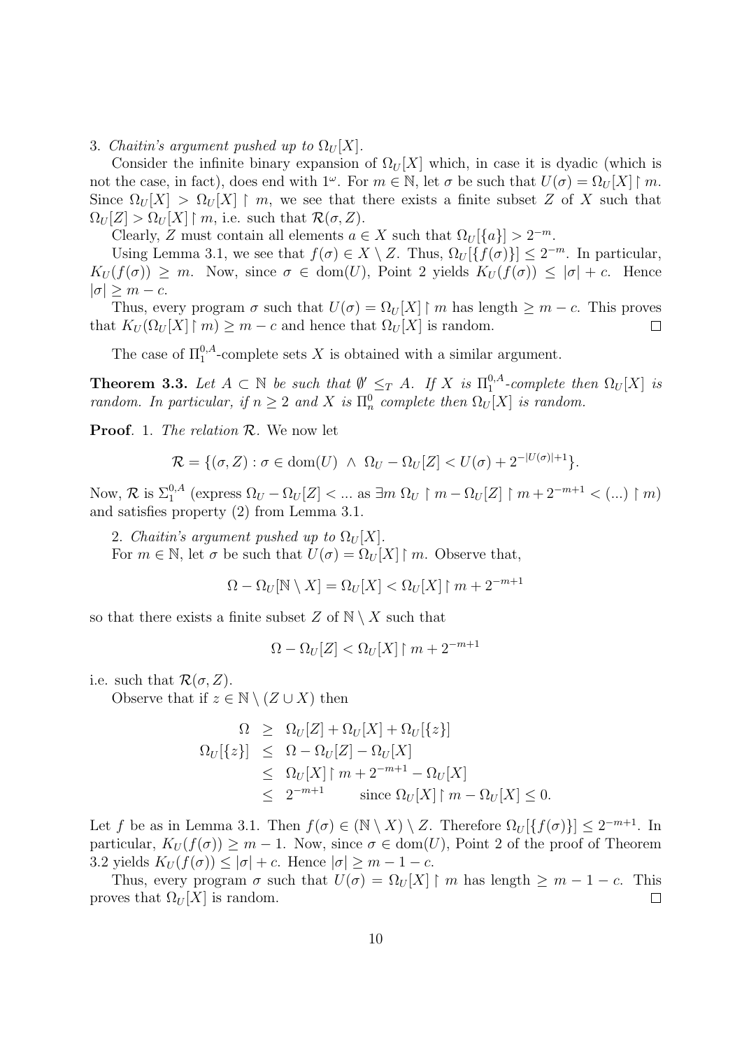3. *Chaitin's argument pushed up to $\Omega_U[X]$.*

Consider the infinite binary expansion of $\Omega_U[X]$ which, in case it is dyadic (which is not the case, in fact), does end with $1^\omega$. For $m \in \mathbb{N}$, let $\sigma$ be such that $U(\sigma) = \Omega_U[X] \upharpoonright m$. Since $\Omega_U[X] > \Omega_U[X] \upharpoonright m$, we see that there exists a finite subset $Z$ of $X$ such that $\Omega_U[Z] > \Omega_U[X] \upharpoonright m$, i.e. such that $\mathcal{R}(\sigma, Z)$.

Clearly, $Z$ must contain all elements $a \in X$ such that $\Omega_U[\{a\}] > 2^{-m}$.

Using Lemma 3.1, we see that $f(\sigma) \in X \setminus Z$. Thus, $\Omega_U[\{f(\sigma)\}] \leq 2^{-m}$. In particular, $K_U(f(\sigma)) \geq m$. Now, since $\sigma \in \mathrm{dom}(U)$, Point 2 yields $K_U(f(\sigma)) \leq |\sigma| + c$. Hence $|\sigma| \geq m - c$.

Thus, every program $\sigma$ such that $U(\sigma) = \Omega_U[X] \upharpoonright m$ has length $\geq m - c$. This proves that $K_U(\Omega_U[X] \upharpoonright m) \geq m - c$ and hence that $\Omega_U[X]$ is random. $\square$

The case of $\Pi_1^{0,A}$-complete sets $X$ is obtained with a similar argument.

**Theorem 3.3.** *Let $A \subset \mathbb{N}$ be such that $\emptyset' \leq_T A$. If $X$ is $\Pi_1^{0,A}$-complete then $\Omega_U[X]$ is random. In particular, if $n \geq 2$ and $X$ is $\Pi_n^0$ complete then $\Omega_U[X]$ is random.*

**Proof**. 1. *The relation $\mathcal{R}$.* We now let

$$\mathcal{R} = \{(\sigma, Z) : \sigma \in \mathrm{dom}(U) \ \wedge \ \Omega_U - \Omega_U[Z] < U(\sigma) + 2^{-|U(\sigma)|+1}\}.$$

Now, $\mathcal{R}$ is $\Sigma_1^{0,A}$ (express $\Omega_U - \Omega_U[Z] < \ldots$ as $\exists m\ \Omega_U \upharpoonright m - \Omega_U[Z] \upharpoonright m + 2^{-m+1} < (\ldots) \upharpoonright m$) and satisfies property (2) from Lemma 3.1.

2. *Chaitin's argument pushed up to $\Omega_U[X]$.*

For $m \in \mathbb{N}$, let $\sigma$ be such that $U(\sigma) = \Omega_U[X] \upharpoonright m$. Observe that,

$$\Omega - \Omega_U[\mathbb{N} \setminus X] = \Omega_U[X] < \Omega_U[X] \upharpoonright m + 2^{-m+1}$$

so that there exists a finite subset $Z$ of $\mathbb{N} \setminus X$ such that

$$\Omega - \Omega_U[Z] < \Omega_U[X] \upharpoonright m + 2^{-m+1}$$

i.e. such that $\mathcal{R}(\sigma, Z)$.

Observe that if $z \in \mathbb{N} \setminus (Z \cup X)$ then

$$\begin{aligned}
\Omega &\geq \Omega_U[Z] + \Omega_U[X] + \Omega_U[\{z\}] \\
\Omega_U[\{z\}] &\leq \Omega - \Omega_U[Z] - \Omega_U[X] \\
&\leq \Omega_U[X] \upharpoonright m + 2^{-m+1} - \Omega_U[X] \\
&\leq 2^{-m+1} \qquad \text{since } \Omega_U[X] \upharpoonright m - \Omega_U[X] \leq 0.
\end{aligned}$$

Let $f$ be as in Lemma 3.1. Then $f(\sigma) \in (\mathbb{N} \setminus X) \setminus Z$. Therefore $\Omega_U[\{f(\sigma)\}] \leq 2^{-m+1}$. In particular, $K_U(f(\sigma)) \geq m - 1$. Now, since $\sigma \in \mathrm{dom}(U)$, Point 2 of the proof of Theorem 3.2 yields $K_U(f(\sigma)) \leq |\sigma| + c$. Hence $|\sigma| \geq m - 1 - c$.

Thus, every program $\sigma$ such that $U(\sigma) = \Omega_U[X] \upharpoonright m$ has length $\geq m - 1 - c$. This proves that $\Omega_U[X]$ is random. $\square$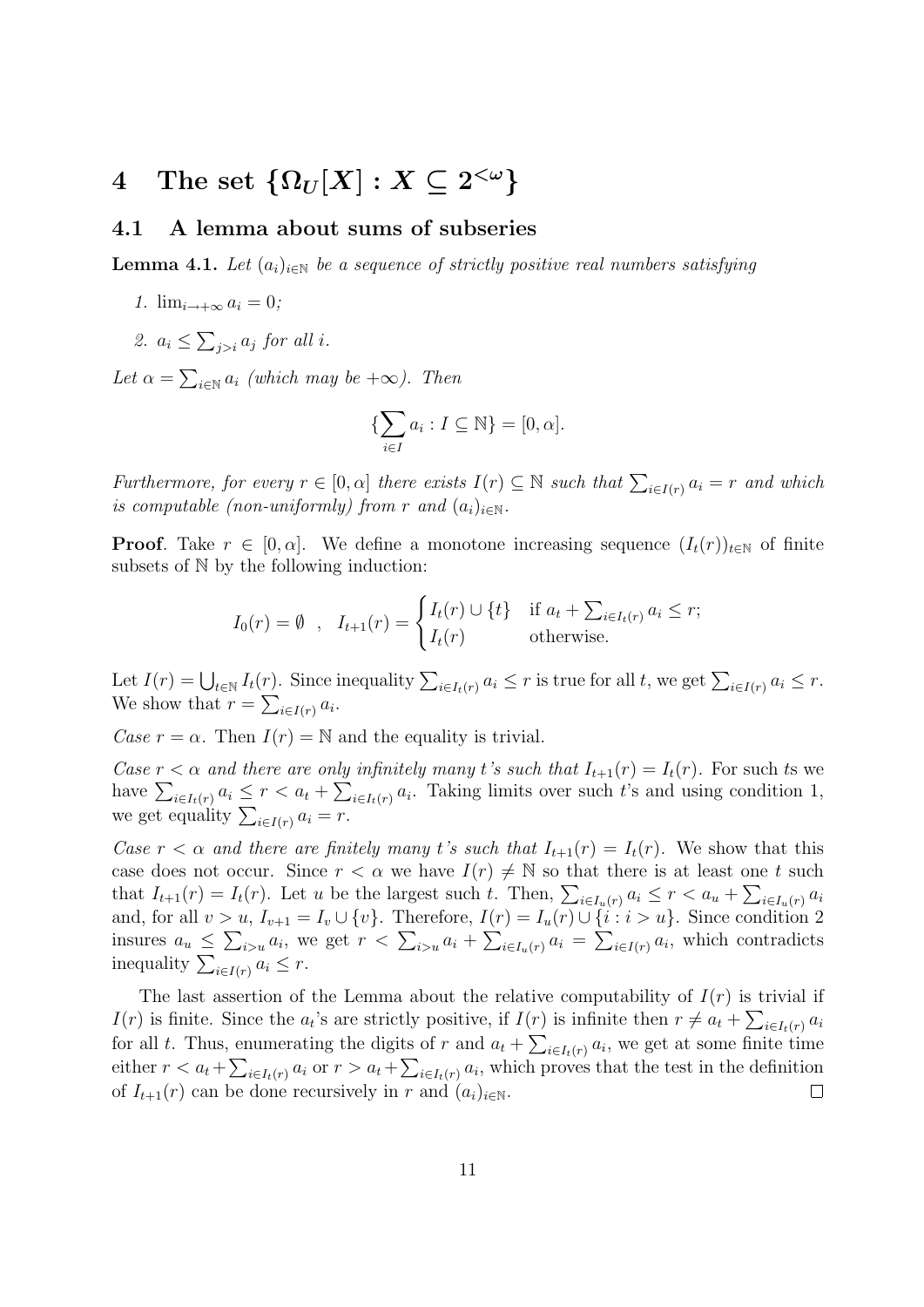# 4 The set $\{\Omega_U[X] : X \subseteq 2^{<\omega}\}$

## 4.1 A lemma about sums of subseries

**Lemma 4.1.** *Let $(a_i)_{i\in\mathbb{N}}$ be a sequence of strictly positive real numbers satisfying*

1. *$\lim_{i\to+\infty} a_i = 0$;*
2. *$a_i \leq \sum_{j>i} a_j$ for all $i$.*

*Let $\alpha = \sum_{i\in\mathbb{N}} a_i$ (which may be $+\infty$). Then*

$$\{\sum_{i\in I} a_i : I \subseteq \mathbb{N}\} = [0, \alpha].$$

*Furthermore, for every $r \in [0, \alpha]$ there exists $I(r) \subseteq \mathbb{N}$ such that $\sum_{i\in I(r)} a_i = r$ and which is computable (non-uniformly) from $r$ and $(a_i)_{i\in\mathbb{N}}$.*

**Proof**. Take $r \in [0, \alpha]$. We define a monotone increasing sequence $(I_t(r))_{t\in\mathbb{N}}$ of finite subsets of $\mathbb{N}$ by the following induction:

$$I_0(r) = \emptyset \quad , \quad I_{t+1}(r) = \begin{cases} I_t(r) \cup \{t\} & \text{if } a_t + \sum_{i\in I_t(r)} a_i \leq r; \\ I_t(r) & \text{otherwise.} \end{cases}$$

Let $I(r) = \bigcup_{t\in\mathbb{N}} I_t(r)$. Since inequality $\sum_{i\in I_t(r)} a_i \leq r$ is true for all $t$, we get $\sum_{i\in I(r)} a_i \leq r$. We show that $r = \sum_{i\in I(r)} a_i$.

*Case $r = \alpha$.* Then $I(r) = \mathbb{N}$ and the equality is trivial.

*Case $r < \alpha$ and there are only infinitely many $t$'s such that $I_{t+1}(r) = I_t(r)$.* For such $t$s we have $\sum_{i\in I_t(r)} a_i \leq r < a_t + \sum_{i\in I_t(r)} a_i$. Taking limits over such $t$'s and using condition 1, we get equality $\sum_{i\in I(r)} a_i = r$.

*Case $r < \alpha$ and there are finitely many $t$'s such that $I_{t+1}(r) = I_t(r)$.* We show that this case does not occur. Since $r < \alpha$ we have $I(r) \neq \mathbb{N}$ so that there is at least one $t$ such that $I_{t+1}(r) = I_t(r)$. Let $u$ be the largest such $t$. Then, $\sum_{i\in I_u(r)} a_i \leq r < a_u + \sum_{i\in I_u(r)} a_i$ and, for all $v > u$, $I_{v+1} = I_v \cup \{v\}$. Therefore, $I(r) = I_u(r) \cup \{i : i > u\}$. Since condition 2 insures $a_u \leq \sum_{i>u} a_i$, we get $r < \sum_{i>u} a_i + \sum_{i\in I_u(r)} a_i = \sum_{i\in I(r)} a_i$, which contradicts inequality $\sum_{i\in I(r)} a_i \leq r$.

The last assertion of the Lemma about the relative computability of $I(r)$ is trivial if $I(r)$ is finite. Since the $a_t$'s are strictly positive, if $I(r)$ is infinite then $r \neq a_t + \sum_{i\in I_t(r)} a_i$ for all $t$. Thus, enumerating the digits of $r$ and $a_t + \sum_{i\in I_t(r)} a_i$, we get at some finite time either $r < a_t + \sum_{i\in I_t(r)} a_i$ or $r > a_t + \sum_{i\in I_t(r)} a_i$, which proves that the test in the definition of $I_{t+1}(r)$ can be done recursively in $r$ and $(a_i)_{i\in\mathbb{N}}$. $\square$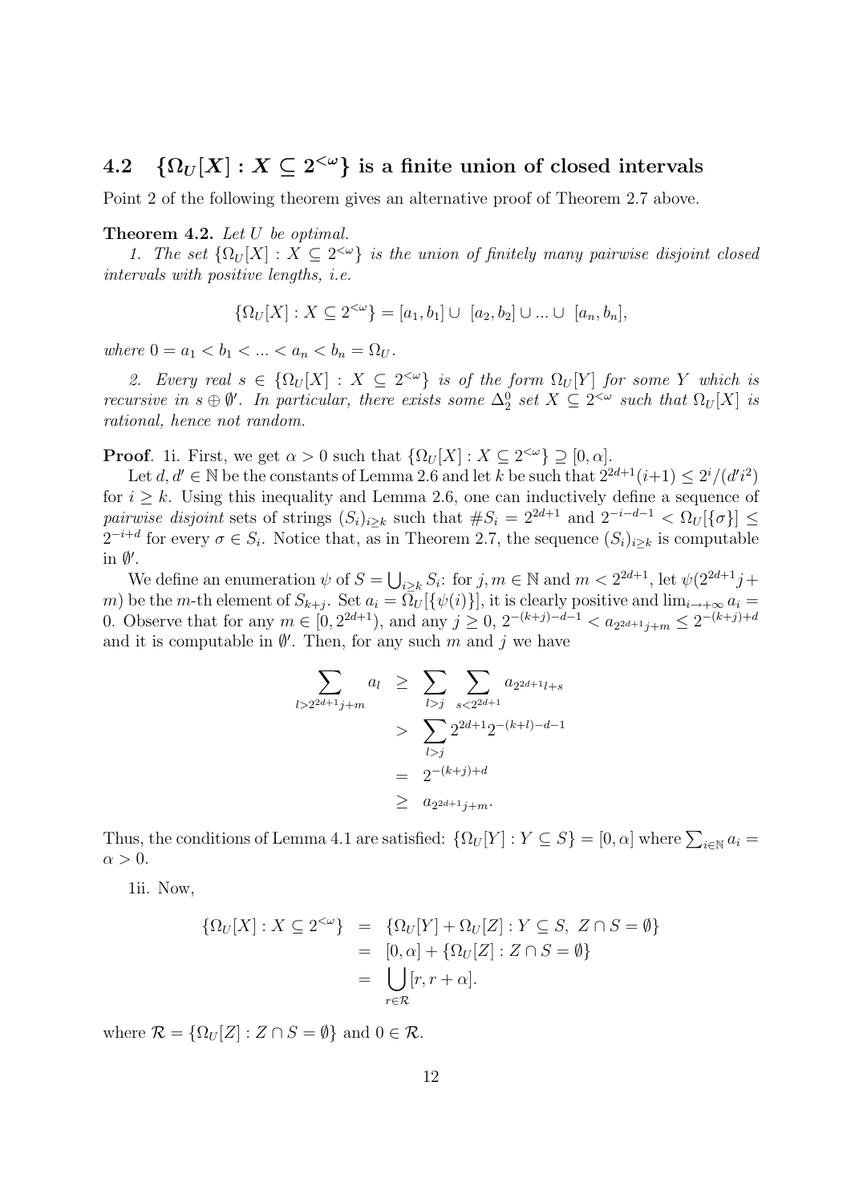## 4.2 $\{\Omega_U[X] : X \subseteq 2^{<\omega}\}$ is a finite union of closed intervals

Point 2 of the following theorem gives an alternative proof of Theorem 2.7 above.

**Theorem 4.2.** *Let $U$ be optimal.*

*1. The set $\{\Omega_U[X] : X \subseteq 2^{<\omega}\}$ is the union of finitely many pairwise disjoint closed intervals with positive lengths, i.e.*

$$\{\Omega_U[X] : X \subseteq 2^{<\omega}\} = [a_1, b_1] \cup \ [a_2, b_2] \cup ... \cup \ [a_n, b_n],$$

*where $0 = a_1 < b_1 < ... < a_n < b_n = \Omega_U$.*

*2. Every real $s \in \{\Omega_U[X] : X \subseteq 2^{<\omega}\}$ is of the form $\Omega_U[Y]$ for some $Y$ which is recursive in $s \oplus \emptyset'$. In particular, there exists some $\Delta^0_2$ set $X \subseteq 2^{<\omega}$ such that $\Omega_U[X]$ is rational, hence not random.*

**Proof**. 1i. First, we get $\alpha > 0$ such that $\{\Omega_U[X] : X \subseteq 2^{<\omega}\} \supseteq [0, \alpha]$.

Let $d, d' \in \mathbb{N}$ be the constants of Lemma 2.6 and let $k$ be such that $2^{2d+1}(i+1) \leq 2^i/(d'i^2)$ for $i \geq k$. Using this inequality and Lemma 2.6, one can inductively define a sequence of *pairwise disjoint* sets of strings $(S_i)_{i \geq k}$ such that $\#S_i = 2^{2d+1}$ and $2^{-i-d-1} < \Omega_U[\{\sigma\}] \leq 2^{-i+d}$ for every $\sigma \in S_i$. Notice that, as in Theorem 2.7, the sequence $(S_i)_{i \geq k}$ is computable in $\emptyset'$.

We define an enumeration $\psi$ of $S = \bigcup_{i \geq k} S_i$: for $j, m \in \mathbb{N}$ and $m < 2^{2d+1}$, let $\psi(2^{2d+1}j + m)$ be the $m$-th element of $S_{k+j}$. Set $a_i = \Omega_U[\{\psi(i)\}]$, it is clearly positive and $\lim_{i \to +\infty} a_i = 0$. Observe that for any $m \in [0, 2^{2d+1})$, and any $j \geq 0$, $2^{-(k+j)-d-1} < a_{2^{2d+1}j+m} \leq 2^{-(k+j)+d}$ and it is computable in $\emptyset'$. Then, for any such $m$ and $j$ we have

$$\begin{aligned}
\sum_{l > 2^{2d+1}j+m} a_l &\geq \sum_{l > j} \sum_{s < 2^{2d+1}} a_{2^{2d+1}l+s} \\
&> \sum_{l > j} 2^{2d+1} 2^{-(k+l)-d-1} \\
&= 2^{-(k+j)+d} \\
&\geq a_{2^{2d+1}j+m}.
\end{aligned}$$

Thus, the conditions of Lemma 4.1 are satisfied: $\{\Omega_U[Y] : Y \subseteq S\} = [0, \alpha]$ where $\sum_{i \in \mathbb{N}} a_i = \alpha > 0$.

1ii. Now,

$$\begin{aligned}
\{\Omega_U[X] : X \subseteq 2^{<\omega}\} &= \{\Omega_U[Y] + \Omega_U[Z] : Y \subseteq S, \ Z \cap S = \emptyset\} \\
&= [0, \alpha] + \{\Omega_U[Z] : Z \cap S = \emptyset\} \\
&= \bigcup_{r \in \mathcal{R}} [r, r + \alpha].
\end{aligned}$$

where $\mathcal{R} = \{\Omega_U[Z] : Z \cap S = \emptyset\}$ and $0 \in \mathcal{R}$.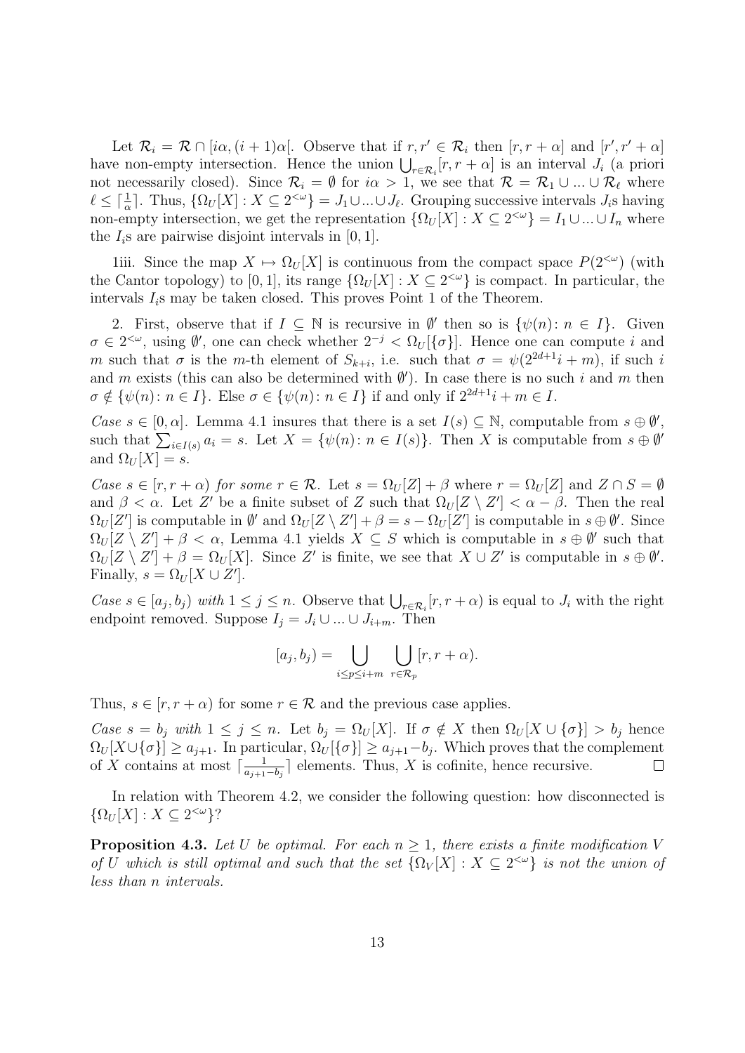Let $\mathcal{R}_i = \mathcal{R} \cap [i\alpha, (i+1)\alpha[$. Observe that if $r, r' \in \mathcal{R}_i$ then $[r, r+\alpha]$ and $[r', r'+\alpha]$ have non-empty intersection. Hence the union $\bigcup_{r \in \mathcal{R}_i} [r, r+\alpha]$ is an interval $J_i$ (a priori not necessarily closed). Since $\mathcal{R}_i = \emptyset$ for $i\alpha > 1$, we see that $\mathcal{R} = \mathcal{R}_1 \cup ... \cup \mathcal{R}_\ell$ where $\ell \leq \lceil \frac{1}{\alpha} \rceil$. Thus, $\{\Omega_U[X] : X \subseteq 2^{<\omega}\} = J_1 \cup ... \cup J_\ell$. Grouping successive intervals $J_i$s having non-empty intersection, we get the representation $\{\Omega_U[X] : X \subseteq 2^{<\omega}\} = I_1 \cup ... \cup I_n$ where the $I_i$s are pairwise disjoint intervals in $[0, 1]$.

1iii. Since the map $X \mapsto \Omega_U[X]$ is continuous from the compact space $P(2^{<\omega})$ (with the Cantor topology) to $[0, 1]$, its range $\{\Omega_U[X] : X \subseteq 2^{<\omega}\}$ is compact. In particular, the intervals $I_i$s may be taken closed. This proves Point 1 of the Theorem.

2. First, observe that if $I \subseteq \mathbb{N}$ is recursive in $\emptyset'$ then so is $\{\psi(n) \colon n \in I\}$. Given $\sigma \in 2^{<\omega}$, using $\emptyset'$, one can check whether $2^{-j} < \Omega_U[\{\sigma\}]$. Hence one can compute $i$ and $m$ such that $\sigma$ is the $m$-th element of $S_{k+i}$, i.e. such that $\sigma = \psi(2^{2d+1}i + m)$, if such $i$ and $m$ exists (this can also be determined with $\emptyset'$). In case there is no such $i$ and $m$ then $\sigma \notin \{\psi(n) \colon n \in I\}$. Else $\sigma \in \{\psi(n) \colon n \in I\}$ if and only if $2^{2d+1}i + m \in I$.

*Case $s \in [0, \alpha]$.* Lemma 4.1 insures that there is a set $I(s) \subseteq \mathbb{N}$, computable from $s \oplus \emptyset'$, such that $\sum_{i \in I(s)} a_i = s$. Let $X = \{\psi(n) \colon n \in I(s)\}$. Then $X$ is computable from $s \oplus \emptyset'$ and $\Omega_U[X] = s$.

*Case $s \in [r, r+\alpha)$ for some $r \in \mathcal{R}$.* Let $s = \Omega_U[Z] + \beta$ where $r = \Omega_U[Z]$ and $Z \cap S = \emptyset$ and $\beta < \alpha$. Let $Z'$ be a finite subset of $Z$ such that $\Omega_U[Z \setminus Z'] < \alpha - \beta$. Then the real $\Omega_U[Z']$ is computable in $\emptyset'$ and $\Omega_U[Z \setminus Z'] + \beta = s - \Omega_U[Z']$ is computable in $s \oplus \emptyset'$. Since $\Omega_U[Z \setminus Z'] + \beta < \alpha$, Lemma 4.1 yields $X \subseteq S$ which is computable in $s \oplus \emptyset'$ such that $\Omega_U[Z \setminus Z'] + \beta = \Omega_U[X]$. Since $Z'$ is finite, we see that $X \cup Z'$ is computable in $s \oplus \emptyset'$. Finally, $s = \Omega_U[X \cup Z']$.

*Case $s \in [a_j, b_j)$ with $1 \leq j \leq n$.* Observe that $\bigcup_{r \in \mathcal{R}_i} [r, r+\alpha)$ is equal to $J_i$ with the right endpoint removed. Suppose $I_j = J_i \cup ... \cup J_{i+m}$. Then

$$[a_j, b_j) = \bigcup_{i \leq p \leq i+m} \bigcup_{r \in \mathcal{R}_p} [r, r+\alpha).$$

Thus, $s \in [r, r+\alpha)$ for some $r \in \mathcal{R}$ and the previous case applies.

*Case $s = b_j$ with $1 \leq j \leq n$.* Let $b_j = \Omega_U[X]$. If $\sigma \notin X$ then $\Omega_U[X \cup \{\sigma\}] > b_j$ hence $\Omega_U[X \cup \{\sigma\}] \geq a_{j+1}$. In particular, $\Omega_U[\{\sigma\}] \geq a_{j+1} - b_j$. Which proves that the complement of $X$ contains at most $\lceil \frac{1}{a_{j+1} - b_j} \rceil$ elements. Thus, $X$ is cofinite, hence recursive. $\square$

In relation with Theorem 4.2, we consider the following question: how disconnected is $\{\Omega_U[X] : X \subseteq 2^{<\omega}\}$?

**Proposition 4.3.** *Let $U$ be optimal. For each $n \geq 1$, there exists a finite modification $V$ of $U$ which is still optimal and such that the set $\{\Omega_V[X] : X \subseteq 2^{<\omega}\}$ is not the union of less than $n$ intervals.*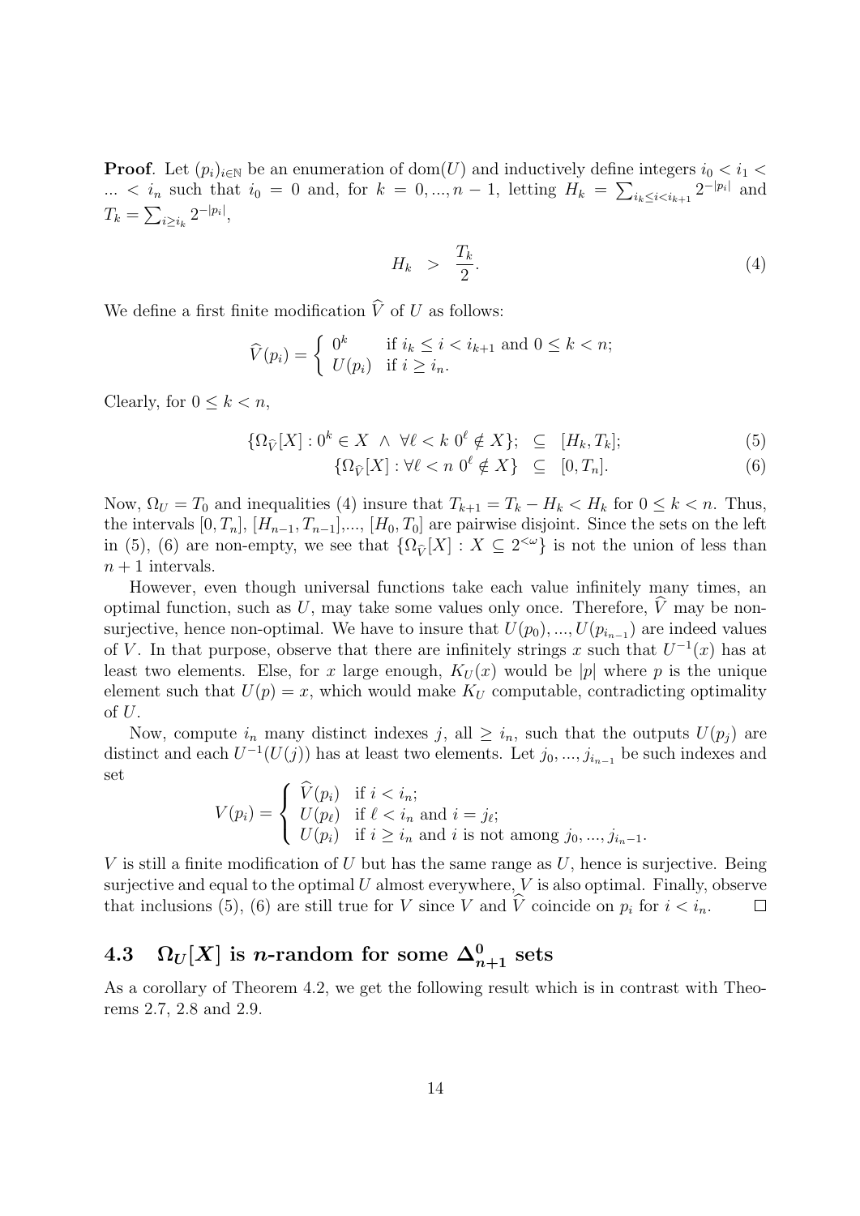**Proof**. Let $(p_i)_{i\in\mathbb{N}}$ be an enumeration of $\mathrm{dom}(U)$ and inductively define integers $i_0 < i_1 < \ldots < i_n$ such that $i_0 = 0$ and, for $k = 0, \ldots, n-1$, letting $H_k = \sum_{i_k \le i < i_{k+1}} 2^{-|p_i|}$ and $T_k = \sum_{i \ge i_k} 2^{-|p_i|}$,

$$H_k \;>\; \frac{T_k}{2}. \tag{4}$$

We define a first finite modification $\widehat{V}$ of $U$ as follows:

$$\widehat{V}(p_i) = \begin{cases} 0^k & \text{if } i_k \le i < i_{k+1} \text{ and } 0 \le k < n; \\ U(p_i) & \text{if } i \ge i_n. \end{cases}$$

Clearly, for $0 \le k < n$,

$$\{\Omega_{\widehat{V}}[X] : 0^k \in X \;\wedge\; \forall \ell < k \; 0^\ell \notin X\}; \;\subseteq\; [H_k, T_k]; \tag{5}$$

$$\{\Omega_{\widehat{V}}[X] : \forall \ell < n \; 0^\ell \notin X\} \;\subseteq\; [0, T_n]. \tag{6}$$

Now, $\Omega_U = T_0$ and inequalities (4) insure that $T_{k+1} = T_k - H_k < H_k$ for $0 \le k < n$. Thus, the intervals $[0, T_n]$, $[H_{n-1}, T_{n-1}]$,..., $[H_0, T_0]$ are pairwise disjoint. Since the sets on the left in (5), (6) are non-empty, we see that $\{\Omega_{\widehat{V}}[X] : X \subseteq 2^{<\omega}\}$ is not the union of less than $n+1$ intervals.

However, even though universal functions take each value infinitely many times, an optimal function, such as $U$, may take some values only once. Therefore, $\widehat{V}$ may be non-surjective, hence non-optimal. We have to insure that $U(p_0), \ldots, U(p_{i_{n-1}})$ are indeed values of $V$. In that purpose, observe that there are infinitely strings $x$ such that $U^{-1}(x)$ has at least two elements. Else, for $x$ large enough, $K_U(x)$ would be $|p|$ where $p$ is the unique element such that $U(p) = x$, which would make $K_U$ computable, contradicting optimality of $U$.

Now, compute $i_n$ many distinct indexes $j$, all $\ge i_n$, such that the outputs $U(p_j)$ are distinct and each $U^{-1}(U(j))$ has at least two elements. Let $j_0, \ldots, j_{i_{n-1}}$ be such indexes and set

$$V(p_i) = \begin{cases} \widehat{V}(p_i) & \text{if } i < i_n; \\ U(p_\ell) & \text{if } \ell < i_n \text{ and } i = j_\ell; \\ U(p_i) & \text{if } i \ge i_n \text{ and } i \text{ is not among } j_0, \ldots, j_{i_n - 1}. \end{cases}$$

$V$ is still a finite modification of $U$ but has the same range as $U$, hence is surjective. Being surjective and equal to the optimal $U$ almost everywhere, $V$ is also optimal. Finally, observe that inclusions (5), (6) are still true for $V$ since $V$ and $\widehat{V}$ coincide on $p_i$ for $i < i_n$. $\square$

## 4.3 $\Omega_U[X]$ is $n$-random for some $\Delta^0_{n+1}$ sets

As a corollary of Theorem 4.2, we get the following result which is in contrast with Theorems 2.7, 2.8 and 2.9.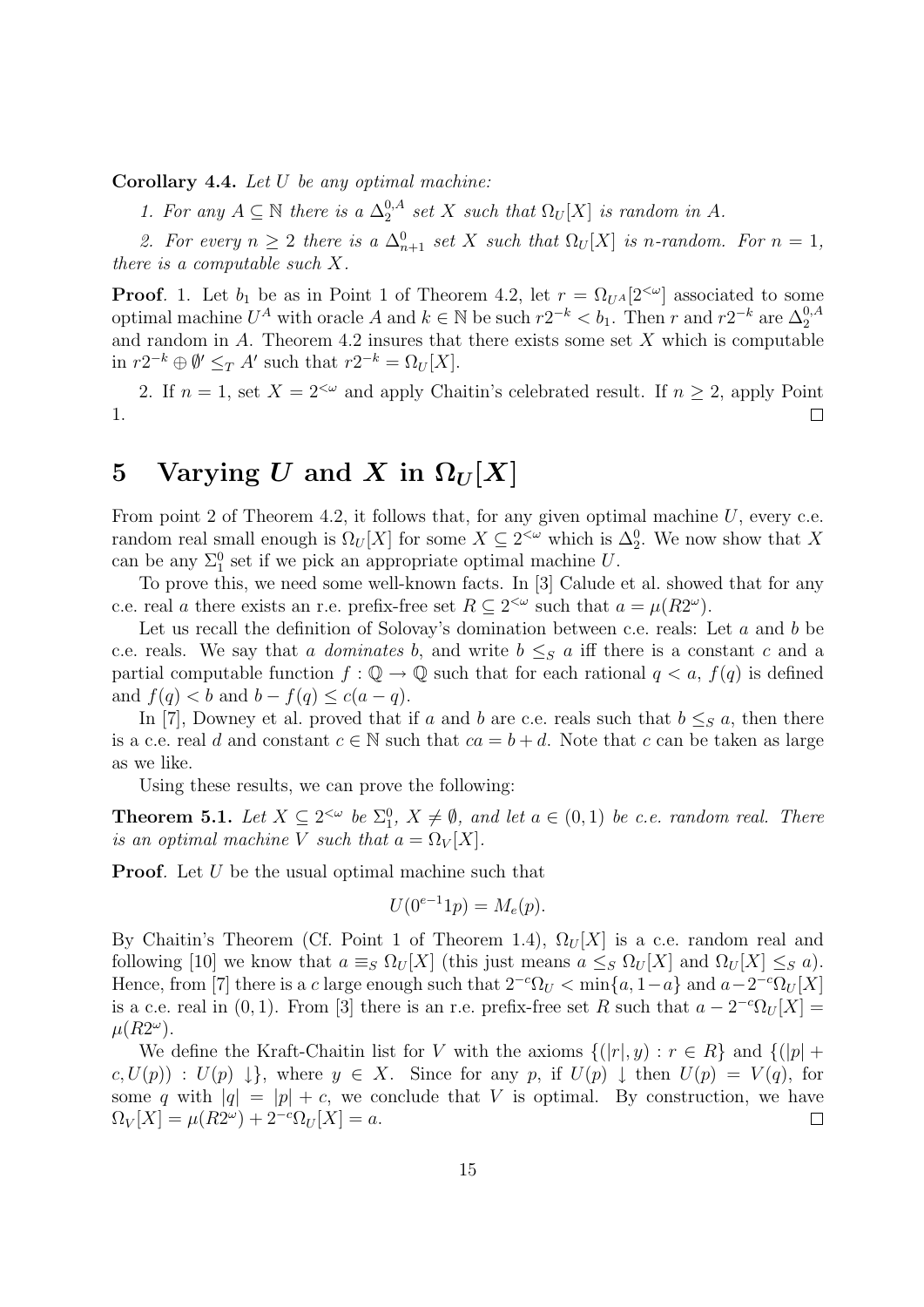**Corollary 4.4.** *Let $U$ be any optimal machine:*

*1. For any $A \subseteq \mathbb{N}$ there is a $\Delta_2^{0,A}$ set $X$ such that $\Omega_U[X]$ is random in $A$.*

*2. For every $n \geq 2$ there is a $\Delta_{n+1}^0$ set $X$ such that $\Omega_U[X]$ is $n$-random. For $n = 1$, there is a computable such $X$.*

**Proof**. 1. Let $b_1$ be as in Point 1 of Theorem 4.2, let $r = \Omega_{U^A}[2^{<\omega}]$ associated to some optimal machine $U^A$ with oracle $A$ and $k \in \mathbb{N}$ be such $r2^{-k} < b_1$. Then $r$ and $r2^{-k}$ are $\Delta_2^{0,A}$ and random in $A$. Theorem 4.2 insures that there exists some set $X$ which is computable in $r2^{-k} \oplus \emptyset' \leq_T A'$ such that $r2^{-k} = \Omega_U[X]$.

2. If $n = 1$, set $X = 2^{<\omega}$ and apply Chaitin's celebrated result. If $n \geq 2$, apply Point 1. $\square$

# 5 Varying $U$ and $X$ in $\Omega_U[X]$

From point 2 of Theorem 4.2, it follows that, for any given optimal machine $U$, every c.e. random real small enough is $\Omega_U[X]$ for some $X \subseteq 2^{<\omega}$ which is $\Delta_2^0$. We now show that $X$ can be any $\Sigma_1^0$ set if we pick an appropriate optimal machine $U$.

To prove this, we need some well-known facts. In [3] Calude et al. showed that for any c.e. real $a$ there exists an r.e. prefix-free set $R \subseteq 2^{<\omega}$ such that $a = \mu(R2^\omega)$.

Let us recall the definition of Solovay's domination between c.e. reals: Let $a$ and $b$ be c.e. reals. We say that $a$ *dominates* $b$, and write $b \leq_S a$ iff there is a constant $c$ and a partial computable function $f : \mathbb{Q} \to \mathbb{Q}$ such that for each rational $q < a$, $f(q)$ is defined and $f(q) < b$ and $b - f(q) \leq c(a - q)$.

In [7], Downey et al. proved that if $a$ and $b$ are c.e. reals such that $b \leq_S a$, then there is a c.e. real $d$ and constant $c \in \mathbb{N}$ such that $ca = b + d$. Note that $c$ can be taken as large as we like.

Using these results, we can prove the following:

**Theorem 5.1.** *Let $X \subseteq 2^{<\omega}$ be $\Sigma_1^0$, $X \neq \emptyset$, and let $a \in (0, 1)$ be c.e. random real. There is an optimal machine $V$ such that $a = \Omega_V[X]$.*

**Proof**. Let $U$ be the usual optimal machine such that

$$U(0^{e-1}1p) = M_e(p).$$

By Chaitin's Theorem (Cf. Point 1 of Theorem 1.4), $\Omega_U[X]$ is a c.e. random real and following [10] we know that $a \equiv_S \Omega_U[X]$ (this just means $a \leq_S \Omega_U[X]$ and $\Omega_U[X] \leq_S a$). Hence, from [7] there is a $c$ large enough such that $2^{-c}\Omega_U < \min\{a, 1-a\}$ and $a - 2^{-c}\Omega_U[X]$ is a c.e. real in $(0, 1)$. From [3] there is an r.e. prefix-free set $R$ such that $a - 2^{-c}\Omega_U[X] = \mu(R2^\omega)$.

We define the Kraft-Chaitin list for $V$ with the axioms $\{(|r|, y) : r \in R\}$ and $\{(|p| + c, U(p)) : U(p) \downarrow\}$, where $y \in X$. Since for any $p$, if $U(p) \downarrow$ then $U(p) = V(q)$, for some $q$ with $|q| = |p| + c$, we conclude that $V$ is optimal. By construction, we have $\Omega_V[X] = \mu(R2^\omega) + 2^{-c}\Omega_U[X] = a$. $\square$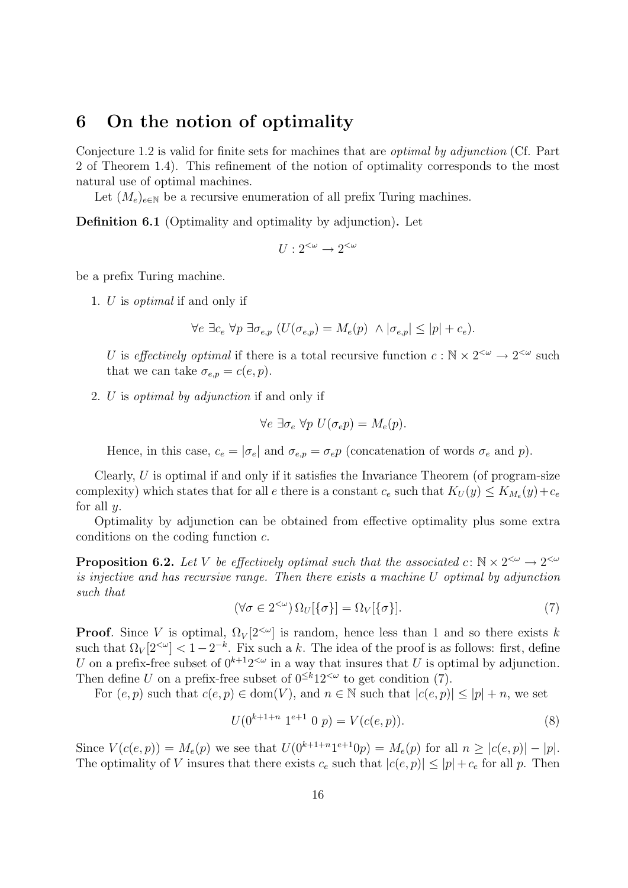# 6 On the notion of optimality

Conjecture 1.2 is valid for finite sets for machines that are *optimal by adjunction* (Cf. Part 2 of Theorem 1.4). This refinement of the notion of optimality corresponds to the most natural use of optimal machines.

Let $(M_e)_{e\in\mathbb{N}}$ be a recursive enumeration of all prefix Turing machines.

**Definition 6.1** (Optimality and optimality by adjunction)**.** Let

$$U : 2^{<\omega} \to 2^{<\omega}$$

be a prefix Turing machine.

1. $U$ is *optimal* if and only if

$$\forall e\ \exists c_e\ \forall p\ \exists \sigma_{e,p}\ (U(\sigma_{e,p}) = M_e(p)\ \wedge |\sigma_{e,p}| \leq |p| + c_e).$$

   $U$ is *effectively optimal* if there is a total recursive function $c : \mathbb{N} \times 2^{<\omega} \to 2^{<\omega}$ such that we can take $\sigma_{e,p} = c(e,p)$.

2. $U$ is *optimal by adjunction* if and only if

$$\forall e\ \exists \sigma_e\ \forall p\ U(\sigma_e p) = M_e(p).$$

   Hence, in this case, $c_e = |\sigma_e|$ and $\sigma_{e,p} = \sigma_e p$ (concatenation of words $\sigma_e$ and $p$).

Clearly, $U$ is optimal if and only if it satisfies the Invariance Theorem (of program-size complexity) which states that for all $e$ there is a constant $c_e$ such that $K_U(y) \leq K_{M_e}(y) + c_e$ for all $y$.

Optimality by adjunction can be obtained from effective optimality plus some extra conditions on the coding function $c$.

**Proposition 6.2.** *Let $V$ be effectively optimal such that the associated $c\colon \mathbb{N} \times 2^{<\omega} \to 2^{<\omega}$ is injective and has recursive range. Then there exists a machine $U$ optimal by adjunction such that*

$$(\forall \sigma \in 2^{<\omega})\, \Omega_U[\{\sigma\}] = \Omega_V[\{\sigma\}]. \tag{7}$$

**Proof**. Since $V$ is optimal, $\Omega_V[2^{<\omega}]$ is random, hence less than 1 and so there exists $k$ such that $\Omega_V[2^{<\omega}] < 1 - 2^{-k}$. Fix such a $k$. The idea of the proof is as follows: first, define $U$ on a prefix-free subset of $0^{k+1}2^{<\omega}$ in a way that insures that $U$ is optimal by adjunction. Then define $U$ on a prefix-free subset of $0^{\leq k}12^{<\omega}$ to get condition (7).

For $(e,p)$ such that $c(e,p) \in \mathrm{dom}(V)$, and $n \in \mathbb{N}$ such that $|c(e,p)| \leq |p| + n$, we set

$$U(0^{k+1+n}\ 1^{e+1}\ 0\ p) = V(c(e,p)). \tag{8}$$

Since $V(c(e,p)) = M_e(p)$ we see that $U(0^{k+1+n}1^{e+1}0p) = M_e(p)$ for all $n \geq |c(e,p)| - |p|$. The optimality of $V$ insures that there exists $c_e$ such that $|c(e,p)| \leq |p| + c_e$ for all $p$. Then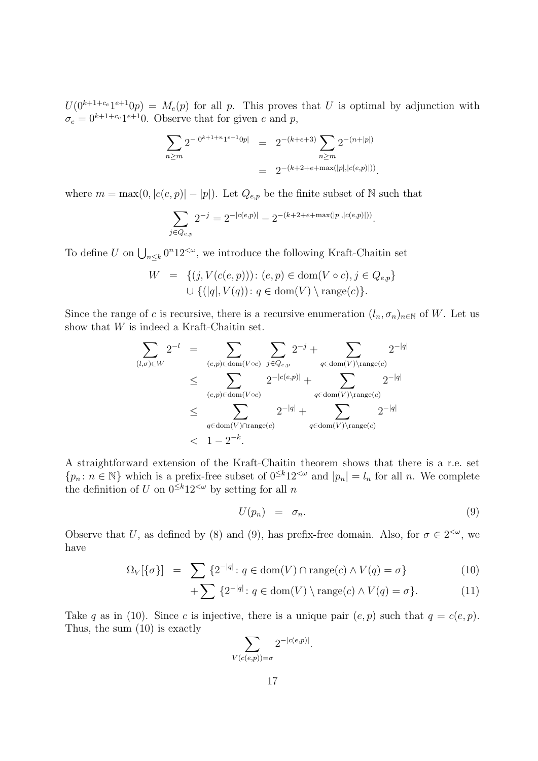$U(0^{k+1+c_e}1^{e+1}0p) = M_e(p)$ for all $p$. This proves that $U$ is optimal by adjunction with $\sigma_e = 0^{k+1+c_e}1^{e+1}0$. Observe that for given $e$ and $p$,

$$\begin{aligned}\sum_{n\geq m} 2^{-|0^{k+1+n}1^{e+1}0p|} &= 2^{-(k+e+3)}\sum_{n\geq m} 2^{-(n+|p|)}\\ &= 2^{-(k+2+e+\max(|p|,|c(e,p)|))}.\end{aligned}$$

where $m = \max(0, |c(e,p)| - |p|)$. Let $Q_{e,p}$ be the finite subset of $\mathbb{N}$ such that

$$\sum_{j\in Q_{e,p}} 2^{-j} = 2^{-|c(e,p)|} - 2^{-(k+2+e+\max(|p|,|c(e,p)|))}.$$

To define $U$ on $\bigcup_{n\leq k} 0^n 1 2^{<\omega}$, we introduce the following Kraft-Chaitin set

$$\begin{aligned} W &= \{(j, V(c(e,p)))\colon (e,p)\in \mathrm{dom}(V\circ c), j\in Q_{e,p}\}\\ &\quad \cup \{(|q|, V(q))\colon q\in \mathrm{dom}(V)\setminus \mathrm{range}(c)\}.\end{aligned}$$

Since the range of $c$ is recursive, there is a recursive enumeration $(l_n,\sigma_n)_{n\in\mathbb{N}}$ of $W$. Let us show that $W$ is indeed a Kraft-Chaitin set.

$$\begin{aligned}\sum_{(l,\sigma)\in W} 2^{-l} &= \sum_{(e,p)\in\mathrm{dom}(V\circ c)}\ \sum_{j\in Q_{e,p}} 2^{-j} + \sum_{q\in\mathrm{dom}(V)\setminus\mathrm{range}(c)} 2^{-|q|}\\ &\leq \sum_{(e,p)\in\mathrm{dom}(V\circ c)} 2^{-|c(e,p)|} + \sum_{q\in\mathrm{dom}(V)\setminus\mathrm{range}(c)} 2^{-|q|}\\ &\leq \sum_{q\in\mathrm{dom}(V)\cap\mathrm{range}(c)} 2^{-|q|} + \sum_{q\in\mathrm{dom}(V)\setminus\mathrm{range}(c)} 2^{-|q|}\\ &< 1-2^{-k}.\end{aligned}$$

A straightforward extension of the Kraft-Chaitin theorem shows that there is a r.e. set $\{p_n\colon n\in\mathbb{N}\}$ which is a prefix-free subset of $0^{\leq k}12^{<\omega}$ and $|p_n| = l_n$ for all $n$. We complete the definition of $U$ on $0^{\leq k}12^{<\omega}$ by setting for all $n$

$$U(p_n) \;=\; \sigma_n. \tag{9}$$

Observe that $U$, as defined by (8) and (9), has prefix-free domain. Also, for $\sigma\in 2^{<\omega}$, we have

$$\Omega_V[\{\sigma\}] \;=\; \sum \{2^{-|q|}\colon q\in\mathrm{dom}(V)\cap\mathrm{range}(c)\wedge V(q)=\sigma\} \tag{10}$$

$$\qquad\qquad + \sum \{2^{-|q|}\colon q\in\mathrm{dom}(V)\setminus\mathrm{range}(c)\wedge V(q)=\sigma\}. \tag{11}$$

Take $q$ as in (10). Since $c$ is injective, there is a unique pair $(e,p)$ such that $q = c(e,p)$. Thus, the sum (10) is exactly

$$\sum_{V(c(e,p))=\sigma} 2^{-|c(e,p)|}.$$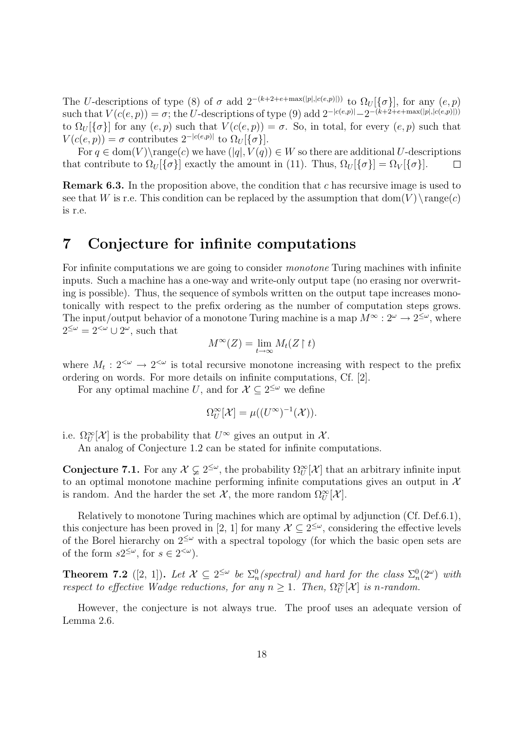The $U$-descriptions of type (8) of $\sigma$ add $2^{-(k+2+e+\max(|p|,|c(e,p)|))}$ to $\Omega_U[\{\sigma\}]$, for any $(e,p)$ such that $V(c(e,p)) = \sigma$; the $U$-descriptions of type (9) add $2^{-|c(e,p)|} - 2^{-(k+2+e+\max(|p|,|c(e,p)|))}$ to $\Omega_U[\{\sigma\}]$ for any $(e,p)$ such that $V(c(e,p)) = \sigma$. So, in total, for every $(e,p)$ such that $V(c(e,p)) = \sigma$ contributes $2^{-|c(e,p)|}$ to $\Omega_U[\{\sigma\}]$.

For $q \in \mathrm{dom}(V)\setminus\mathrm{range}(c)$ we have $(|q|, V(q)) \in W$ so there are additional $U$-descriptions that contribute to $\Omega_U[\{\sigma\}]$ exactly the amount in (11). Thus, $\Omega_U[\{\sigma\}] = \Omega_V[\{\sigma\}]$. $\square$

**Remark 6.3.** In the proposition above, the condition that $c$ has recursive image is used to see that $W$ is r.e. This condition can be replaced by the assumption that $\mathrm{dom}(V)\setminus\mathrm{range}(c)$ is r.e.

# 7 Conjecture for infinite computations

For infinite computations we are going to consider *monotone* Turing machines with infinite inputs. Such a machine has a one-way and write-only output tape (no erasing nor overwriting is possible). Thus, the sequence of symbols written on the output tape increases monotonically with respect to the prefix ordering as the number of computation steps grows. The input/output behavior of a monotone Turing machine is a map $M^\infty : 2^\omega \to 2^{\leq\omega}$, where $2^{\leq\omega} = 2^{<\omega} \cup 2^\omega$, such that

$$M^\infty(Z) = \lim_{t\to\infty} M_t(Z \upharpoonright t)$$

where $M_t : 2^{<\omega} \to 2^{<\omega}$ is total recursive monotone increasing with respect to the prefix ordering on words. For more details on infinite computations, Cf. [2].

For any optimal machine $U$, and for $\mathcal{X} \subseteq 2^{\leq\omega}$ we define

$$\Omega_U^\infty[\mathcal{X}] = \mu((U^\infty)^{-1}(\mathcal{X})).$$

i.e. $\Omega_U^\infty[\mathcal{X}]$ is the probability that $U^\infty$ gives an output in $\mathcal{X}$.

An analog of Conjecture 1.2 can be stated for infinite computations.

**Conjecture 7.1.** For any $\mathcal{X} \subsetneq 2^{\leq\omega}$, the probability $\Omega_U^\infty[\mathcal{X}]$ that an arbitrary infinite input to an optimal monotone machine performing infinite computations gives an output in $\mathcal{X}$ is random. And the harder the set $\mathcal{X}$, the more random $\Omega_U^\infty[\mathcal{X}]$.

Relatively to monotone Turing machines which are optimal by adjunction (Cf. Def.6.1), this conjecture has been proved in [2, 1] for many $\mathcal{X} \subseteq 2^{\leq\omega}$, considering the effective levels of the Borel hierarchy on $2^{\leq\omega}$ with a spectral topology (for which the basic open sets are of the form $s2^{\leq\omega}$, for $s \in 2^{<\omega}$).

**Theorem 7.2** ([2, 1])**.** *Let $\mathcal{X} \subseteq 2^{\leq\omega}$ be $\Sigma_n^0$(spectral) and hard for the class $\Sigma_n^0(2^\omega)$ with respect to effective Wadge reductions, for any $n \geq 1$. Then, $\Omega_U^\infty[\mathcal{X}]$ is $n$-random.*

However, the conjecture is not always true. The proof uses an adequate version of Lemma 2.6.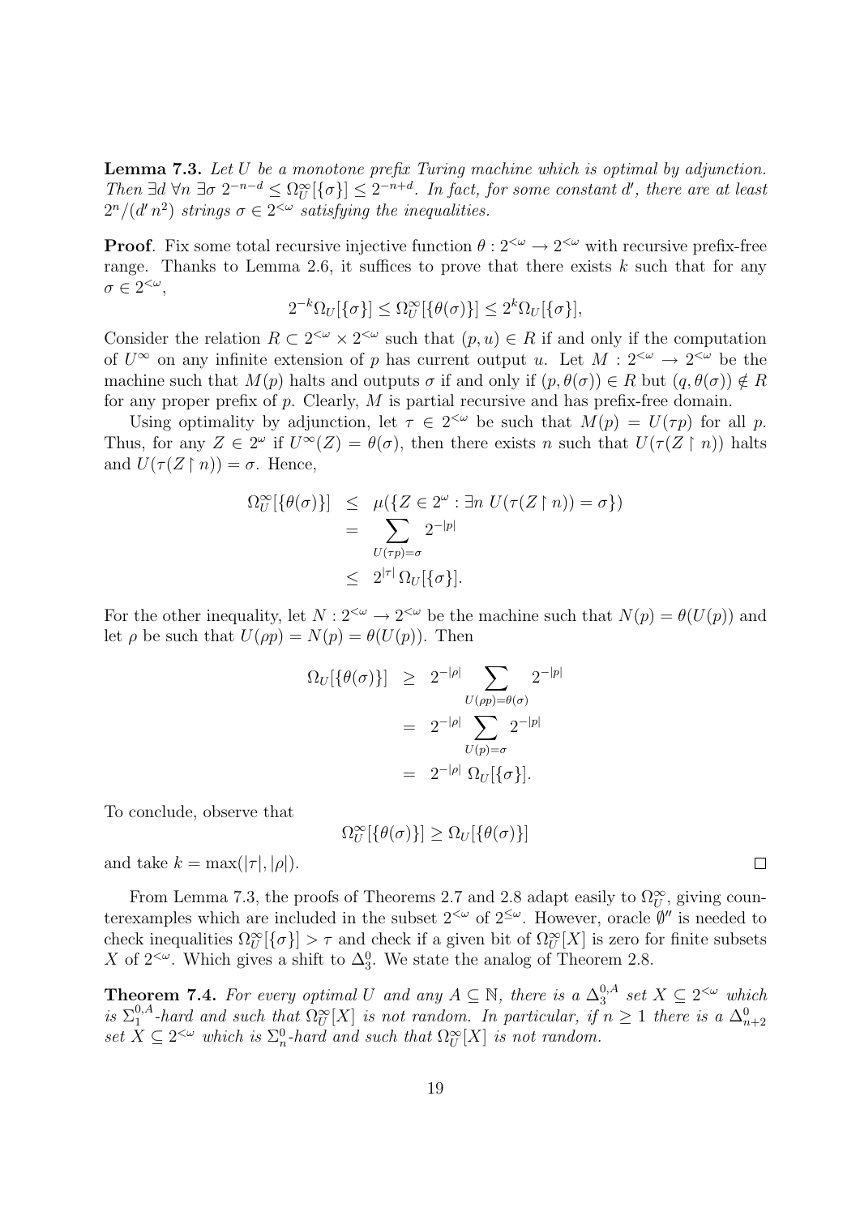**Lemma 7.3.** *Let $U$ be a monotone prefix Turing machine which is optimal by adjunction. Then $\exists d\ \forall n\ \exists \sigma\ 2^{-n-d} \leq \Omega^\infty_U[\{\sigma\}] \leq 2^{-n+d}$. In fact, for some constant $d'$, there are at least $2^n/(d'\,n^2)$ strings $\sigma \in 2^{<\omega}$ satisfying the inequalities.*

**Proof**. Fix some total recursive injective function $\theta : 2^{<\omega} \to 2^{<\omega}$ with recursive prefix-free range. Thanks to Lemma 2.6, it suffices to prove that there exists $k$ such that for any $\sigma \in 2^{<\omega}$,

$$2^{-k}\Omega_U[\{\sigma\}] \leq \Omega^\infty_U[\{\theta(\sigma)\}] \leq 2^k \Omega_U[\{\sigma\}],$$

Consider the relation $R \subset 2^{<\omega} \times 2^{<\omega}$ such that $(p, u) \in R$ if and only if the computation of $U^\infty$ on any infinite extension of $p$ has current output $u$. Let $M : 2^{<\omega} \to 2^{<\omega}$ be the machine such that $M(p)$ halts and outputs $\sigma$ if and only if $(p, \theta(\sigma)) \in R$ but $(q, \theta(\sigma)) \notin R$ for any proper prefix of $p$. Clearly, $M$ is partial recursive and has prefix-free domain.

Using optimality by adjunction, let $\tau \in 2^{<\omega}$ be such that $M(p) = U(\tau p)$ for all $p$. Thus, for any $Z \in 2^\omega$ if $U^\infty(Z) = \theta(\sigma)$, then there exists $n$ such that $U(\tau(Z \restriction n))$ halts and $U(\tau(Z \restriction n)) = \sigma$. Hence,

$$\begin{aligned}
\Omega^\infty_U[\{\theta(\sigma)\}] &\leq \mu(\{Z \in 2^\omega : \exists n\ U(\tau(Z \restriction n)) = \sigma\}) \\
&= \sum_{U(\tau p) = \sigma} 2^{-|p|} \\
&\leq 2^{|\tau|}\, \Omega_U[\{\sigma\}].
\end{aligned}$$

For the other inequality, let $N : 2^{<\omega} \to 2^{<\omega}$ be the machine such that $N(p) = \theta(U(p))$ and let $\rho$ be such that $U(\rho p) = N(p) = \theta(U(p))$. Then

$$\begin{aligned}
\Omega_U[\{\theta(\sigma)\}] &\geq 2^{-|\rho|} \sum_{U(\rho p) = \theta(\sigma)} 2^{-|p|} \\
&= 2^{-|\rho|} \sum_{U(p) = \sigma} 2^{-|p|} \\
&= 2^{-|\rho|}\ \Omega_U[\{\sigma\}].
\end{aligned}$$

To conclude, observe that

$$\Omega^\infty_U[\{\theta(\sigma)\}] \geq \Omega_U[\{\theta(\sigma)\}]$$

and take $k = \max(|\tau|, |\rho|)$. $\square$

From Lemma 7.3, the proofs of Theorems 2.7 and 2.8 adapt easily to $\Omega^\infty_U$, giving counterexamples which are included in the subset $2^{<\omega}$ of $2^{\leq\omega}$. However, oracle $\emptyset''$ is needed to check inequalities $\Omega^\infty_U[\{\sigma\}] > \tau$ and check if a given bit of $\Omega^\infty_U[X]$ is zero for finite subsets $X$ of $2^{<\omega}$. Which gives a shift to $\Delta^0_3$. We state the analog of Theorem 2.8.

**Theorem 7.4.** *For every optimal $U$ and any $A \subseteq \mathbb{N}$, there is a $\Delta^{0,A}_3$ set $X \subseteq 2^{<\omega}$ which is $\Sigma^{0,A}_1$-hard and such that $\Omega^\infty_U[X]$ is not random. In particular, if $n \geq 1$ there is a $\Delta^0_{n+2}$ set $X \subseteq 2^{<\omega}$ which is $\Sigma^0_n$-hard and such that $\Omega^\infty_U[X]$ is not random.*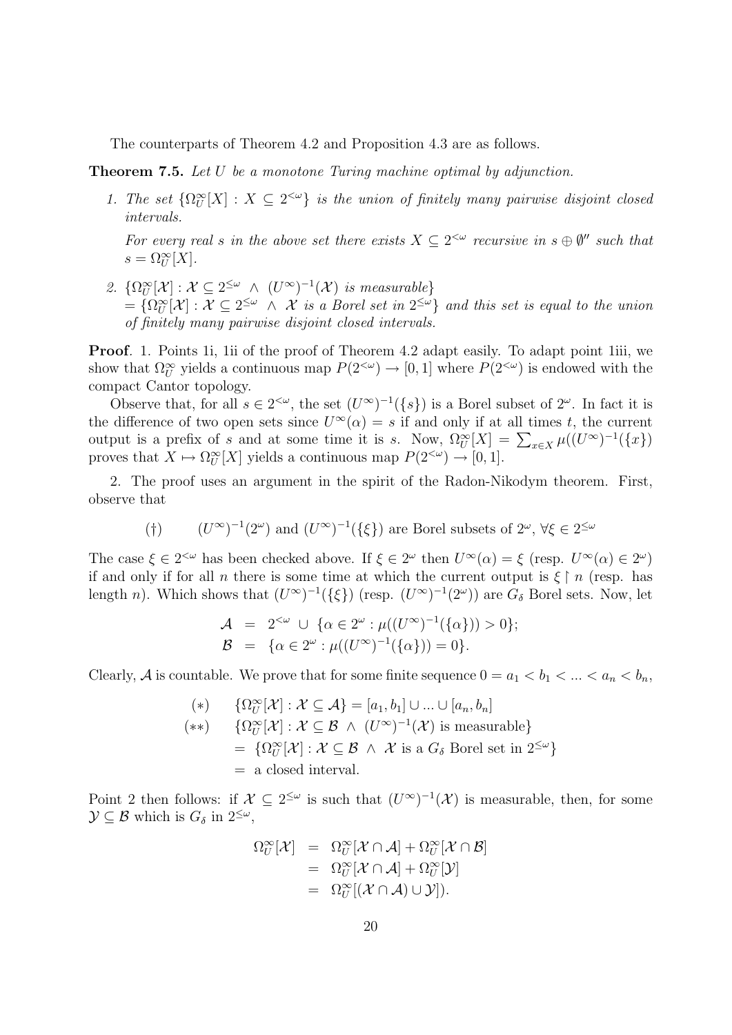The counterparts of Theorem 4.2 and Proposition 4.3 are as follows.

**Theorem 7.5.** *Let $U$ be a monotone Turing machine optimal by adjunction.*

1. *The set $\{\Omega_U^\infty[X] : X \subseteq 2^{<\omega}\}$ is the union of finitely many pairwise disjoint closed intervals.*

   *For every real $s$ in the above set there exists $X \subseteq 2^{<\omega}$ recursive in $s \oplus \emptyset''$ such that $s = \Omega_U^\infty[X]$.*

2. $\{\Omega_U^\infty[\mathcal{X}] : \mathcal{X} \subseteq 2^{\leq\omega} \ \wedge \ (U^\infty)^{-1}(\mathcal{X}) \text{ is measurable}\}$
   $= \{\Omega_U^\infty[\mathcal{X}] : \mathcal{X} \subseteq 2^{\leq\omega} \ \wedge \ \mathcal{X} \text{ is a Borel set in } 2^{\leq\omega}\}$ *and this set is equal to the union of finitely many pairwise disjoint closed intervals.*

**Proof**. 1. Points 1i, 1ii of the proof of Theorem 4.2 adapt easily. To adapt point 1iii, we show that $\Omega_U^\infty$ yields a continuous map $P(2^{<\omega}) \to [0,1]$ where $P(2^{<\omega})$ is endowed with the compact Cantor topology.

Observe that, for all $s \in 2^{<\omega}$, the set $(U^\infty)^{-1}(\{s\})$ is a Borel subset of $2^\omega$. In fact it is the difference of two open sets since $U^\infty(\alpha) = s$ if and only if at all times $t$, the current output is a prefix of $s$ and at some time it is $s$. Now, $\Omega_U^\infty[X] = \sum_{x \in X} \mu((U^\infty)^{-1}(\{x\})$ proves that $X \mapsto \Omega_U^\infty[X]$ yields a continuous map $P(2^{<\omega}) \to [0,1]$.

2. The proof uses an argument in the spirit of the Radon-Nikodym theorem. First, observe that

$$(\dagger) \qquad (U^\infty)^{-1}(2^\omega) \text{ and } (U^\infty)^{-1}(\{\xi\}) \text{ are Borel subsets of } 2^\omega, \ \forall \xi \in 2^{\leq\omega}$$

The case $\xi \in 2^{<\omega}$ has been checked above. If $\xi \in 2^\omega$ then $U^\infty(\alpha) = \xi$ (resp. $U^\infty(\alpha) \in 2^\omega$) if and only if for all $n$ there is some time at which the current output is $\xi \upharpoonright n$ (resp. has length $n$). Which shows that $(U^\infty)^{-1}(\{\xi\})$ (resp. $(U^\infty)^{-1}(2^\omega)$) are $G_\delta$ Borel sets. Now, let

$$\begin{aligned} \mathcal{A} &= 2^{<\omega} \ \cup \ \{\alpha \in 2^\omega : \mu((U^\infty)^{-1}(\{\alpha\})) > 0\}; \\ \mathcal{B} &= \{\alpha \in 2^\omega : \mu((U^\infty)^{-1}(\{\alpha\})) = 0\}. \end{aligned}$$

Clearly, $\mathcal{A}$ is countable. We prove that for some finite sequence $0 = a_1 < b_1 < ... < a_n < b_n$,

$$\begin{aligned} (*) \qquad & \{\Omega_U^\infty[\mathcal{X}] : \mathcal{X} \subseteq \mathcal{A}\} = [a_1, b_1] \cup ... \cup [a_n, b_n] \\ (**) \qquad & \{\Omega_U^\infty[\mathcal{X}] : \mathcal{X} \subseteq \mathcal{B} \ \wedge \ (U^\infty)^{-1}(\mathcal{X}) \text{ is measurable}\} \\ & = \ \{\Omega_U^\infty[\mathcal{X}] : \mathcal{X} \subseteq \mathcal{B} \ \wedge \ \mathcal{X} \text{ is a } G_\delta \text{ Borel set in } 2^{\leq\omega}\} \\ & = \ \text{a closed interval.} \end{aligned}$$

Point 2 then follows: if $\mathcal{X} \subseteq 2^{\leq\omega}$ is such that $(U^\infty)^{-1}(\mathcal{X})$ is measurable, then, for some $\mathcal{Y} \subseteq \mathcal{B}$ which is $G_\delta$ in $2^{\leq\omega}$,

$$\begin{aligned} \Omega_U^\infty[\mathcal{X}] &= \Omega_U^\infty[\mathcal{X} \cap \mathcal{A}] + \Omega_U^\infty[\mathcal{X} \cap \mathcal{B}] \\ &= \Omega_U^\infty[\mathcal{X} \cap \mathcal{A}] + \Omega_U^\infty[\mathcal{Y}] \\ &= \Omega_U^\infty[(\mathcal{X} \cap \mathcal{A}) \cup \mathcal{Y}]). \end{aligned}$$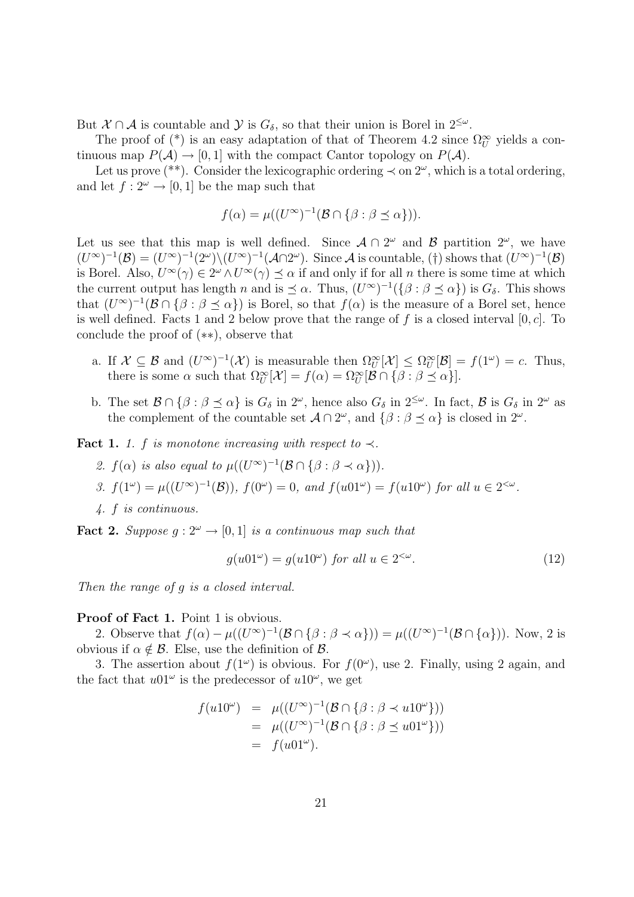But $\mathcal{X} \cap \mathcal{A}$ is countable and $\mathcal{Y}$ is $G_\delta$, so that their union is Borel in $2^{\leq\omega}$.

The proof of (*) is an easy adaptation of that of Theorem 4.2 since $\Omega^\infty_U$ yields a continuous map $P(\mathcal{A}) \to [0,1]$ with the compact Cantor topology on $P(\mathcal{A})$.

Let us prove (**). Consider the lexicographic ordering $\prec$ on $2^\omega$, which is a total ordering, and let $f : 2^\omega \to [0,1]$ be the map such that

$$f(\alpha) = \mu((U^\infty)^{-1}(\mathcal{B} \cap \{\beta : \beta \preceq \alpha\})).$$

Let us see that this map is well defined. Since $\mathcal{A} \cap 2^\omega$ and $\mathcal{B}$ partition $2^\omega$, we have $(U^\infty)^{-1}(\mathcal{B}) = (U^\infty)^{-1}(2^\omega) \setminus (U^\infty)^{-1}(\mathcal{A} \cap 2^\omega)$. Since $\mathcal{A}$ is countable, (†) shows that $(U^\infty)^{-1}(\mathcal{B})$ is Borel. Also, $U^\infty(\gamma) \in 2^\omega \wedge U^\infty(\gamma) \preceq \alpha$ if and only if for all $n$ there is some time at which the current output has length $n$ and is $\preceq \alpha$. Thus, $(U^\infty)^{-1}(\{\beta : \beta \preceq \alpha\})$ is $G_\delta$. This shows that $(U^\infty)^{-1}(\mathcal{B} \cap \{\beta : \beta \preceq \alpha\})$ is Borel, so that $f(\alpha)$ is the measure of a Borel set, hence is well defined. Facts 1 and 2 below prove that the range of $f$ is a closed interval $[0, c]$. To conclude the proof of (**), observe that

a. If $\mathcal{X} \subseteq \mathcal{B}$ and $(U^\infty)^{-1}(\mathcal{X})$ is measurable then $\Omega^\infty_U[\mathcal{X}] \leq \Omega^\infty_U[\mathcal{B}] = f(1^\omega) = c$. Thus, there is some $\alpha$ such that $\Omega^\infty_U[\mathcal{X}] = f(\alpha) = \Omega^\infty_U[\mathcal{B} \cap \{\beta : \beta \preceq \alpha\}]$.

b. The set $\mathcal{B} \cap \{\beta : \beta \preceq \alpha\}$ is $G_\delta$ in $2^\omega$, hence also $G_\delta$ in $2^{\leq\omega}$. In fact, $\mathcal{B}$ is $G_\delta$ in $2^\omega$ as the complement of the countable set $\mathcal{A} \cap 2^\omega$, and $\{\beta : \beta \preceq \alpha\}$ is closed in $2^\omega$.

**Fact 1.** *1. $f$ is monotone increasing with respect to $\prec$.*

*2. $f(\alpha)$ is also equal to $\mu((U^\infty)^{-1}(\mathcal{B} \cap \{\beta : \beta \prec \alpha\}))$.*

*3. $f(1^\omega) = \mu((U^\infty)^{-1}(\mathcal{B}))$, $f(0^\omega) = 0$, and $f(u01^\omega) = f(u10^\omega)$ for all $u \in 2^{<\omega}$.*

*4. $f$ is continuous.*

**Fact 2.** *Suppose $g : 2^\omega \to [0,1]$ is a continuous map such that*

$$g(u01^\omega) = g(u10^\omega) \text{ for all } u \in 2^{<\omega}. \tag{12}$$

*Then the range of $g$ is a closed interval.*

**Proof of Fact 1.** Point 1 is obvious.

2. Observe that $f(\alpha) - \mu((U^\infty)^{-1}(\mathcal{B} \cap \{\beta : \beta \prec \alpha\})) = \mu((U^\infty)^{-1}(\mathcal{B} \cap \{\alpha\}))$. Now, 2 is obvious if $\alpha \notin \mathcal{B}$. Else, use the definition of $\mathcal{B}$.

3. The assertion about $f(1^\omega)$ is obvious. For $f(0^\omega)$, use 2. Finally, using 2 again, and the fact that $u01^\omega$ is the predecessor of $u10^\omega$, we get

$$\begin{aligned}
f(u10^\omega) &= \mu((U^\infty)^{-1}(\mathcal{B} \cap \{\beta : \beta \prec u10^\omega\})) \\
&= \mu((U^\infty)^{-1}(\mathcal{B} \cap \{\beta : \beta \preceq u01^\omega\})) \\
&= f(u01^\omega).
\end{aligned}$$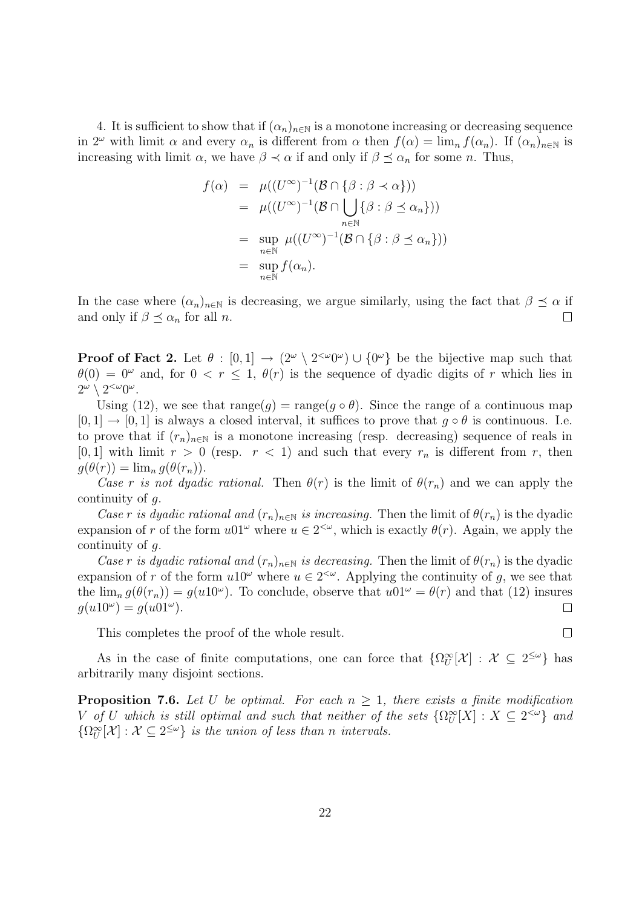4. It is sufficient to show that if $(\alpha_n)_{n\in\mathbb{N}}$ is a monotone increasing or decreasing sequence in $2^\omega$ with limit $\alpha$ and every $\alpha_n$ is different from $\alpha$ then $f(\alpha) = \lim_n f(\alpha_n)$. If $(\alpha_n)_{n\in\mathbb{N}}$ is increasing with limit $\alpha$, we have $\beta \prec \alpha$ if and only if $\beta \preceq \alpha_n$ for some $n$. Thus,

$$
\begin{aligned}
f(\alpha) &= \mu((U^\infty)^{-1}(\mathcal{B} \cap \{\beta : \beta \prec \alpha\})) \\
&= \mu((U^\infty)^{-1}(\mathcal{B} \cap \bigcup_{n\in\mathbb{N}} \{\beta : \beta \preceq \alpha_n\})) \\
&= \sup_{n\in\mathbb{N}} \mu((U^\infty)^{-1}(\mathcal{B} \cap \{\beta : \beta \preceq \alpha_n\})) \\
&= \sup_{n\in\mathbb{N}} f(\alpha_n).
\end{aligned}
$$

In the case where $(\alpha_n)_{n\in\mathbb{N}}$ is decreasing, we argue similarly, using the fact that $\beta \preceq \alpha$ if and only if $\beta \preceq \alpha_n$ for all $n$. $\square$

**Proof of Fact 2.** Let $\theta : [0,1] \to (2^\omega \setminus 2^{<\omega}0^\omega) \cup \{0^\omega\}$ be the bijective map such that $\theta(0) = 0^\omega$ and, for $0 < r \leq 1$, $\theta(r)$ is the sequence of dyadic digits of $r$ which lies in $2^\omega \setminus 2^{<\omega}0^\omega$.

Using (12), we see that $\text{range}(g) = \text{range}(g \circ \theta)$. Since the range of a continuous map $[0,1] \to [0,1]$ is always a closed interval, it suffices to prove that $g \circ \theta$ is continuous. I.e. to prove that if $(r_n)_{n\in\mathbb{N}}$ is a monotone increasing (resp. decreasing) sequence of reals in $[0,1]$ with limit $r > 0$ (resp. $r < 1$) and such that every $r_n$ is different from $r$, then $g(\theta(r)) = \lim_n g(\theta(r_n))$.

*Case $r$ is not dyadic rational.* Then $\theta(r)$ is the limit of $\theta(r_n)$ and we can apply the continuity of $g$.

*Case $r$ is dyadic rational and $(r_n)_{n\in\mathbb{N}}$ is increasing.* Then the limit of $\theta(r_n)$ is the dyadic expansion of $r$ of the form $u01^\omega$ where $u \in 2^{<\omega}$, which is exactly $\theta(r)$. Again, we apply the continuity of $g$.

*Case $r$ is dyadic rational and $(r_n)_{n\in\mathbb{N}}$ is decreasing.* Then the limit of $\theta(r_n)$ is the dyadic expansion of $r$ of the form $u10^\omega$ where $u \in 2^{<\omega}$. Applying the continuity of $g$, we see that the $\lim_n g(\theta(r_n)) = g(u10^\omega)$. To conclude, observe that $u01^\omega = \theta(r)$ and that (12) insures $g(u10^\omega) = g(u01^\omega)$. $\square$

This completes the proof of the whole result. $\square$

As in the case of finite computations, one can force that $\{\Omega_U^\infty[\mathcal{X}] : \mathcal{X} \subseteq 2^{\leq\omega}\}$ has arbitrarily many disjoint sections.

**Proposition 7.6.** *Let $U$ be optimal. For each $n \geq 1$, there exists a finite modification $V$ of $U$ which is still optimal and such that neither of the sets $\{\Omega_U^\infty[X] : X \subseteq 2^{<\omega}\}$ and $\{\Omega_U^\infty[\mathcal{X}] : \mathcal{X} \subseteq 2^{\leq\omega}\}$ is the union of less than $n$ intervals.*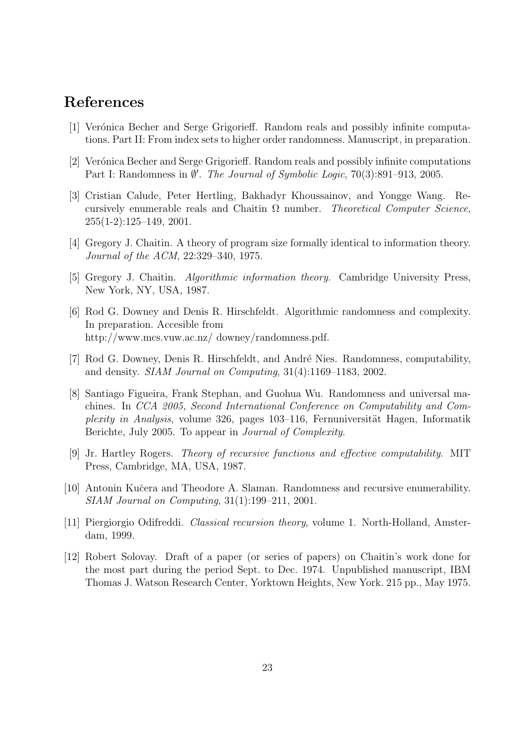# References

[1] Verónica Becher and Serge Grigorieff. Random reals and possibly infinite computations. Part II: From index sets to higher order randomness. Manuscript, in preparation.

[2] Verónica Becher and Serge Grigorieff. Random reals and possibly infinite computations Part I: Randomness in $\emptyset'$. *The Journal of Symbolic Logic*, 70(3):891–913, 2005.

[3] Cristian Calude, Peter Hertling, Bakhadyr Khoussainov, and Yongge Wang. Recursively enumerable reals and Chaitin $\Omega$ number. *Theoretical Computer Science*, 255(1-2):125–149, 2001.

[4] Gregory J. Chaitin. A theory of program size formally identical to information theory. *Journal of the ACM*, 22:329–340, 1975.

[5] Gregory J. Chaitin. *Algorithmic information theory*. Cambridge University Press, New York, NY, USA, 1987.

[6] Rod G. Downey and Denis R. Hirschfeldt. Algorithmic randomness and complexity. In preparation. Accesible from http://www.mcs.vuw.ac.nz/ downey/randomness.pdf.

[7] Rod G. Downey, Denis R. Hirschfeldt, and André Nies. Randomness, computability, and density. *SIAM Journal on Computing*, 31(4):1169–1183, 2002.

[8] Santiago Figueira, Frank Stephan, and Guohua Wu. Randomness and universal machines. In *CCA 2005, Second International Conference on Computability and Complexity in Analysis*, volume 326, pages 103–116, Fernuniversität Hagen, Informatik Berichte, July 2005. To appear in *Journal of Complexity*.

[9] Jr. Hartley Rogers. *Theory of recursive functions and effective computability*. MIT Press, Cambridge, MA, USA, 1987.

[10] Antonin Kučera and Theodore A. Slaman. Randomness and recursive enumerability. *SIAM Journal on Computing*, 31(1):199–211, 2001.

[11] Piergiorgio Odifreddi. *Classical recursion theory*, volume 1. North-Holland, Amsterdam, 1999.

[12] Robert Solovay. Draft of a paper (or series of papers) on Chaitin's work done for the most part during the period Sept. to Dec. 1974. Unpublished manuscript, IBM Thomas J. Watson Research Center, Yorktown Heights, New York. 215 pp., May 1975.